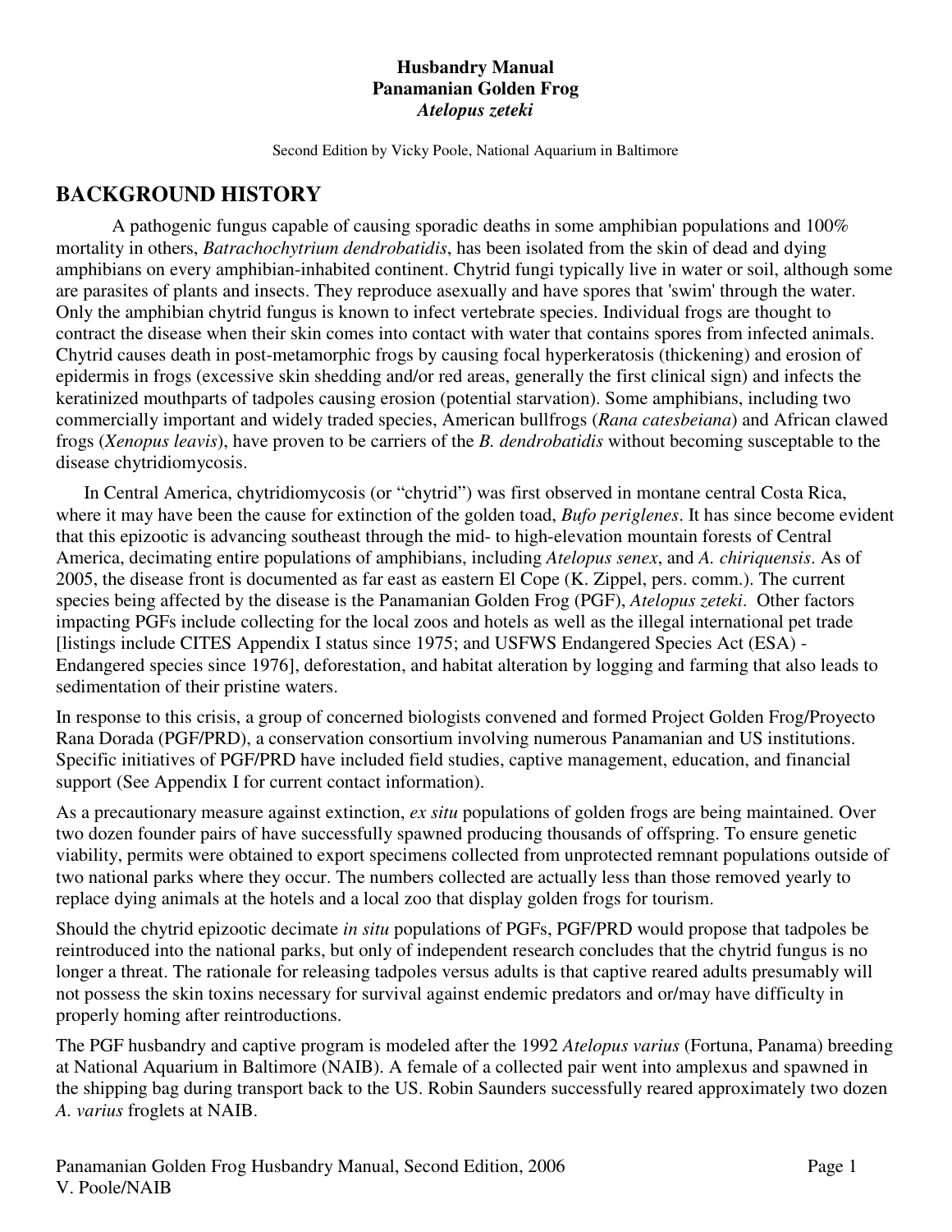**Husbandry Manual**
**Panamanian Golden Frog**
***Atelopus zeteki***

Second Edition by Vicky Poole, National Aquarium in Baltimore

# BACKGROUND HISTORY

A pathogenic fungus capable of causing sporadic deaths in some amphibian populations and 100% mortality in others, *Batrachochytrium dendrobatidis*, has been isolated from the skin of dead and dying amphibians on every amphibian-inhabited continent. Chytrid fungi typically live in water or soil, although some are parasites of plants and insects. They reproduce asexually and have spores that 'swim' through the water. Only the amphibian chytrid fungus is known to infect vertebrate species. Individual frogs are thought to contract the disease when their skin comes into contact with water that contains spores from infected animals. Chytrid causes death in post-metamorphic frogs by causing focal hyperkeratosis (thickening) and erosion of epidermis in frogs (excessive skin shedding and/or red areas, generally the first clinical sign) and infects the keratinized mouthparts of tadpoles causing erosion (potential starvation). Some amphibians, including two commercially important and widely traded species, American bullfrogs (*Rana catesbeiana*) and African clawed frogs (*Xenopus leavis*), have proven to be carriers of the *B. dendrobatidis* without becoming susceptable to the disease chytridiomycosis.

In Central America, chytridiomycosis (or "chytrid") was first observed in montane central Costa Rica, where it may have been the cause for extinction of the golden toad, *Bufo periglenes*. It has since become evident that this epizootic is advancing southeast through the mid- to high-elevation mountain forests of Central America, decimating entire populations of amphibians, including *Atelopus senex*, and *A. chiriquensis*. As of 2005, the disease front is documented as far east as eastern El Cope (K. Zippel, pers. comm.). The current species being affected by the disease is the Panamanian Golden Frog (PGF), *Atelopus zeteki*. Other factors impacting PGFs include collecting for the local zoos and hotels as well as the illegal international pet trade [listings include CITES Appendix I status since 1975; and USFWS Endangered Species Act (ESA) - Endangered species since 1976], deforestation, and habitat alteration by logging and farming that also leads to sedimentation of their pristine waters.

In response to this crisis, a group of concerned biologists convened and formed Project Golden Frog/Proyecto Rana Dorada (PGF/PRD), a conservation consortium involving numerous Panamanian and US institutions. Specific initiatives of PGF/PRD have included field studies, captive management, education, and financial support (See Appendix I for current contact information).

As a precautionary measure against extinction, *ex situ* populations of golden frogs are being maintained. Over two dozen founder pairs of have successfully spawned producing thousands of offspring. To ensure genetic viability, permits were obtained to export specimens collected from unprotected remnant populations outside of two national parks where they occur. The numbers collected are actually less than those removed yearly to replace dying animals at the hotels and a local zoo that display golden frogs for tourism.

Should the chytrid epizootic decimate *in situ* populations of PGFs, PGF/PRD would propose that tadpoles be reintroduced into the national parks, but only of independent research concludes that the chytrid fungus is no longer a threat. The rationale for releasing tadpoles versus adults is that captive reared adults presumably will not possess the skin toxins necessary for survival against endemic predators and or/may have difficulty in properly homing after reintroductions.

The PGF husbandry and captive program is modeled after the 1992 *Atelopus varius* (Fortuna, Panama) breeding at National Aquarium in Baltimore (NAIB). A female of a collected pair went into amplexus and spawned in the shipping bag during transport back to the US. Robin Saunders successfully reared approximately two dozen *A. varius* froglets at NAIB.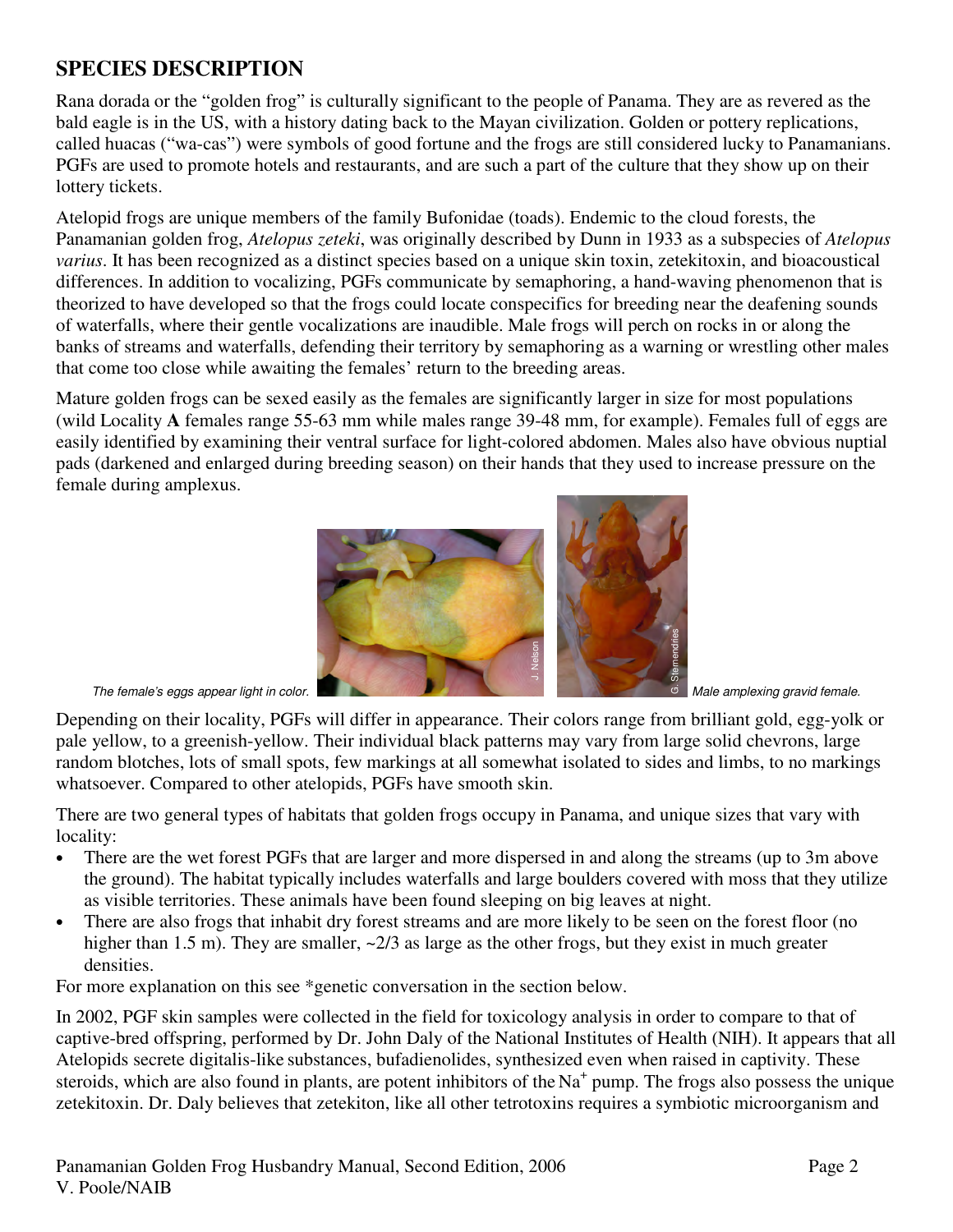## SPECIES DESCRIPTION

Rana dorada or the "golden frog" is culturally significant to the people of Panama. They are as revered as the bald eagle is in the US, with a history dating back to the Mayan civilization. Golden or pottery replications, called huacas ("wa-cas") were symbols of good fortune and the frogs are still considered lucky to Panamanians. PGFs are used to promote hotels and restaurants, and are such a part of the culture that they show up on their lottery tickets.

Atelopid frogs are unique members of the family Bufonidae (toads). Endemic to the cloud forests, the Panamanian golden frog, *Atelopus zeteki*, was originally described by Dunn in 1933 as a subspecies of *Atelopus varius*. It has been recognized as a distinct species based on a unique skin toxin, zetekitoxin, and bioacoustical differences. In addition to vocalizing, PGFs communicate by semaphoring, a hand-waving phenomenon that is theorized to have developed so that the frogs could locate conspecifics for breeding near the deafening sounds of waterfalls, where their gentle vocalizations are inaudible. Male frogs will perch on rocks in or along the banks of streams and waterfalls, defending their territory by semaphoring as a warning or wrestling other males that come too close while awaiting the females' return to the breeding areas.

Mature golden frogs can be sexed easily as the females are significantly larger in size for most populations (wild Locality **A** females range 55-63 mm while males range 39-48 mm, for example). Females full of eggs are easily identified by examining their ventral surface for light-colored abdomen. Males also have obvious nuptial pads (darkened and enlarged during breeding season) on their hands that they used to increase pressure on the female during amplexus.

*The female's eggs appear light in color.*

*Male amplexing gravid female.*

Depending on their locality, PGFs will differ in appearance. Their colors range from brilliant gold, egg-yolk or pale yellow, to a greenish-yellow. Their individual black patterns may vary from large solid chevrons, large random blotches, lots of small spots, few markings at all somewhat isolated to sides and limbs, to no markings whatsoever. Compared to other atelopids, PGFs have smooth skin.

There are two general types of habitats that golden frogs occupy in Panama, and unique sizes that vary with locality:

- There are the wet forest PGFs that are larger and more dispersed in and along the streams (up to 3m above the ground). The habitat typically includes waterfalls and large boulders covered with moss that they utilize as visible territories. These animals have been found sleeping on big leaves at night.
- There are also frogs that inhabit dry forest streams and are more likely to be seen on the forest floor (no higher than 1.5 m). They are smaller, ~2/3 as large as the other frogs, but they exist in much greater densities.

For more explanation on this see *genetic conversation in the section below.

In 2002, PGF skin samples were collected in the field for toxicology analysis in order to compare to that of captive-bred offspring, performed by Dr. John Daly of the National Institutes of Health (NIH). It appears that all Atelopids secrete digitalis-like substances, bufadienolides, synthesized even when raised in captivity. These steroids, which are also found in plants, are potent inhibitors of the $Na^+$ pump. The frogs also possess the unique zetekitoxin. Dr. Daly believes that zetekiton, like all other tetrotoxins requires a symbiotic microorganism and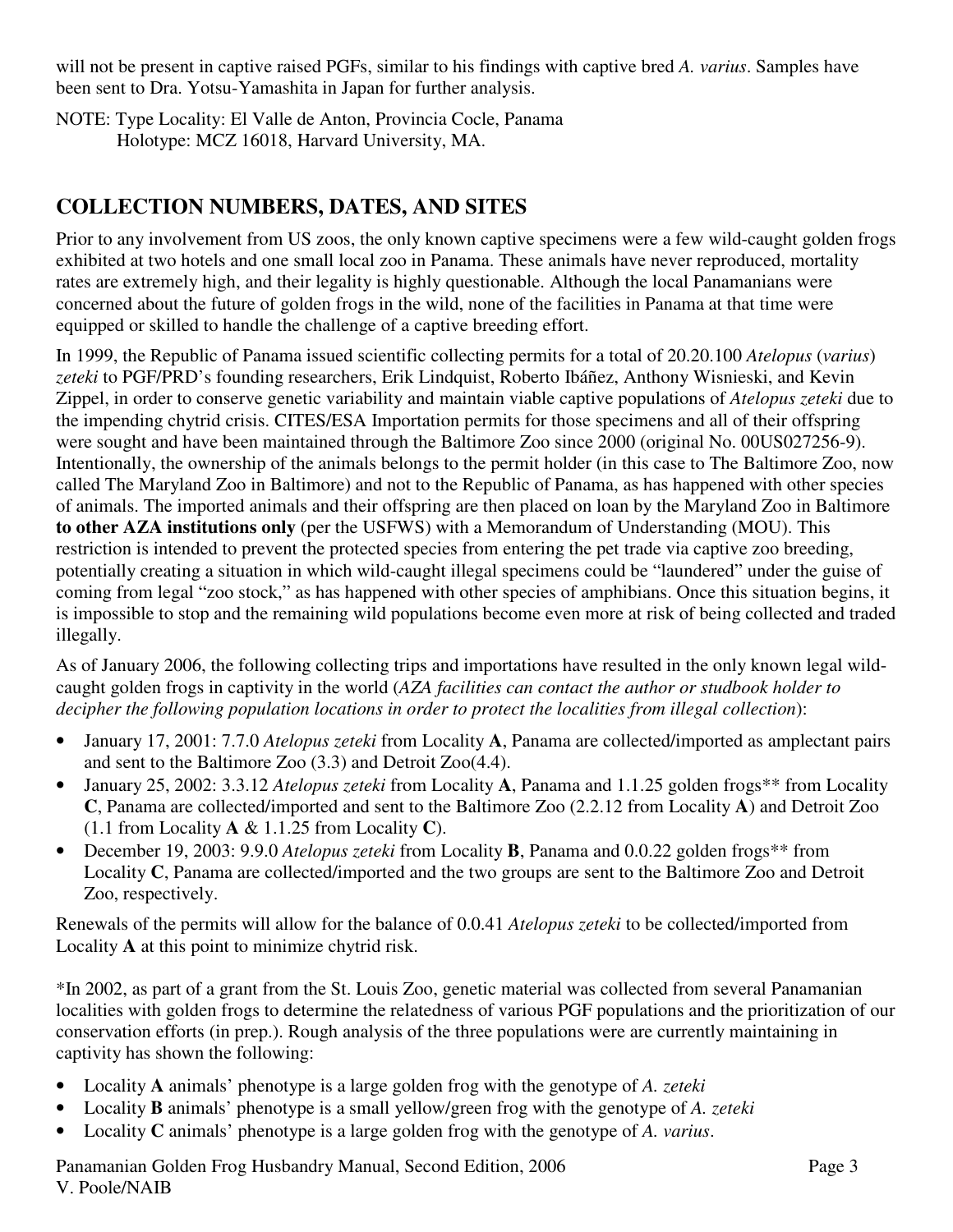will not be present in captive raised PGFs, similar to his findings with captive bred *A. varius*. Samples have been sent to Dra. Yotsu-Yamashita in Japan for further analysis.

NOTE: Type Locality: El Valle de Anton, Provincia Cocle, Panama
Holotype: MCZ 16018, Harvard University, MA.

## COLLECTION NUMBERS, DATES, AND SITES

Prior to any involvement from US zoos, the only known captive specimens were a few wild-caught golden frogs exhibited at two hotels and one small local zoo in Panama. These animals have never reproduced, mortality rates are extremely high, and their legality is highly questionable. Although the local Panamanians were concerned about the future of golden frogs in the wild, none of the facilities in Panama at that time were equipped or skilled to handle the challenge of a captive breeding effort.

In 1999, the Republic of Panama issued scientific collecting permits for a total of 20.20.100 *Atelopus* (*varius*) *zeteki* to PGF/PRD's founding researchers, Erik Lindquist, Roberto Ibáñez, Anthony Wisnieski, and Kevin Zippel, in order to conserve genetic variability and maintain viable captive populations of *Atelopus zeteki* due to the impending chytrid crisis. CITES/ESA Importation permits for those specimens and all of their offspring were sought and have been maintained through the Baltimore Zoo since 2000 (original No. 00US027256-9). Intentionally, the ownership of the animals belongs to the permit holder (in this case to The Baltimore Zoo, now called The Maryland Zoo in Baltimore) and not to the Republic of Panama, as has happened with other species of animals. The imported animals and their offspring are then placed on loan by the Maryland Zoo in Baltimore **to other AZA institutions only** (per the USFWS) with a Memorandum of Understanding (MOU). This restriction is intended to prevent the protected species from entering the pet trade via captive zoo breeding, potentially creating a situation in which wild-caught illegal specimens could be "laundered" under the guise of coming from legal "zoo stock," as has happened with other species of amphibians. Once this situation begins, it is impossible to stop and the remaining wild populations become even more at risk of being collected and traded illegally.

As of January 2006, the following collecting trips and importations have resulted in the only known legal wild-caught golden frogs in captivity in the world (*AZA facilities can contact the author or studbook holder to decipher the following population locations in order to protect the localities from illegal collection*):

- January 17, 2001: 7.7.0 *Atelopus zeteki* from Locality **A**, Panama are collected/imported as amplectant pairs and sent to the Baltimore Zoo (3.3) and Detroit Zoo(4.4).
- January 25, 2002: 3.3.12 *Atelopus zeteki* from Locality **A**, Panama and 1.1.25 golden frogs** from Locality **C**, Panama are collected/imported and sent to the Baltimore Zoo (2.2.12 from Locality **A**) and Detroit Zoo (1.1 from Locality **A** & 1.1.25 from Locality **C**).
- December 19, 2003: 9.9.0 *Atelopus zeteki* from Locality **B**, Panama and 0.0.22 golden frogs** from Locality **C**, Panama are collected/imported and the two groups are sent to the Baltimore Zoo and Detroit Zoo, respectively.

Renewals of the permits will allow for the balance of 0.0.41 *Atelopus zeteki* to be collected/imported from Locality **A** at this point to minimize chytrid risk.

*In 2002, as part of a grant from the St. Louis Zoo, genetic material was collected from several Panamanian localities with golden frogs to determine the relatedness of various PGF populations and the prioritization of our conservation efforts (in prep.). Rough analysis of the three populations were are currently maintaining in captivity has shown the following:

- Locality **A** animals' phenotype is a large golden frog with the genotype of *A. zeteki*
- Locality **B** animals' phenotype is a small yellow/green frog with the genotype of *A. zeteki*
- Locality **C** animals' phenotype is a large golden frog with the genotype of *A. varius*.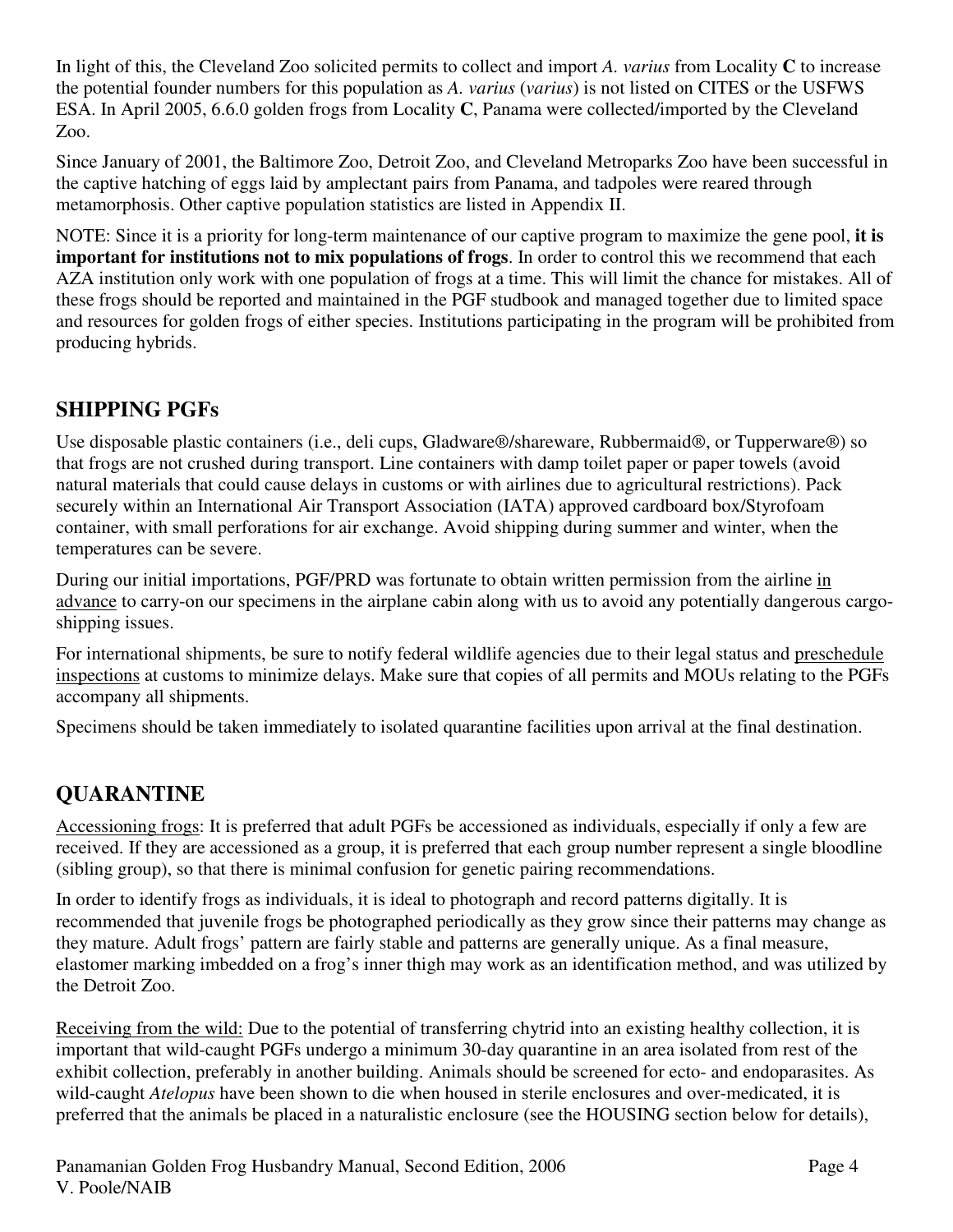In light of this, the Cleveland Zoo solicited permits to collect and import *A. varius* from Locality **C** to increase the potential founder numbers for this population as *A. varius* (*varius*) is not listed on CITES or the USFWS ESA. In April 2005, 6.6.0 golden frogs from Locality **C**, Panama were collected/imported by the Cleveland Zoo.

Since January of 2001, the Baltimore Zoo, Detroit Zoo, and Cleveland Metroparks Zoo have been successful in the captive hatching of eggs laid by amplectant pairs from Panama, and tadpoles were reared through metamorphosis. Other captive population statistics are listed in Appendix II.

NOTE: Since it is a priority for long-term maintenance of our captive program to maximize the gene pool, **it is important for institutions not to mix populations of frogs**. In order to control this we recommend that each AZA institution only work with one population of frogs at a time. This will limit the chance for mistakes. All of these frogs should be reported and maintained in the PGF studbook and managed together due to limited space and resources for golden frogs of either species. Institutions participating in the program will be prohibited from producing hybrids.

## SHIPPING PGFs

Use disposable plastic containers (i.e., deli cups, Gladware®/shareware, Rubbermaid®, or Tupperware®) so that frogs are not crushed during transport. Line containers with damp toilet paper or paper towels (avoid natural materials that could cause delays in customs or with airlines due to agricultural restrictions). Pack securely within an International Air Transport Association (IATA) approved cardboard box/Styrofoam container, with small perforations for air exchange. Avoid shipping during summer and winter, when the temperatures can be severe.

During our initial importations, PGF/PRD was fortunate to obtain written permission from the airline in advance to carry-on our specimens in the airplane cabin along with us to avoid any potentially dangerous cargo-shipping issues.

For international shipments, be sure to notify federal wildlife agencies due to their legal status and preschedule inspections at customs to minimize delays. Make sure that copies of all permits and MOUs relating to the PGFs accompany all shipments.

Specimens should be taken immediately to isolated quarantine facilities upon arrival at the final destination.

## QUARANTINE

Accessioning frogs: It is preferred that adult PGFs be accessioned as individuals, especially if only a few are received. If they are accessioned as a group, it is preferred that each group number represent a single bloodline (sibling group), so that there is minimal confusion for genetic pairing recommendations.

In order to identify frogs as individuals, it is ideal to photograph and record patterns digitally. It is recommended that juvenile frogs be photographed periodically as they grow since their patterns may change as they mature. Adult frogs' pattern are fairly stable and patterns are generally unique. As a final measure, elastomer marking imbedded on a frog's inner thigh may work as an identification method, and was utilized by the Detroit Zoo.

Receiving from the wild: Due to the potential of transferring chytrid into an existing healthy collection, it is important that wild-caught PGFs undergo a minimum 30-day quarantine in an area isolated from rest of the exhibit collection, preferably in another building. Animals should be screened for ecto- and endoparasites. As wild-caught *Atelopus* have been shown to die when housed in sterile enclosures and over-medicated, it is preferred that the animals be placed in a naturalistic enclosure (see the HOUSING section below for details),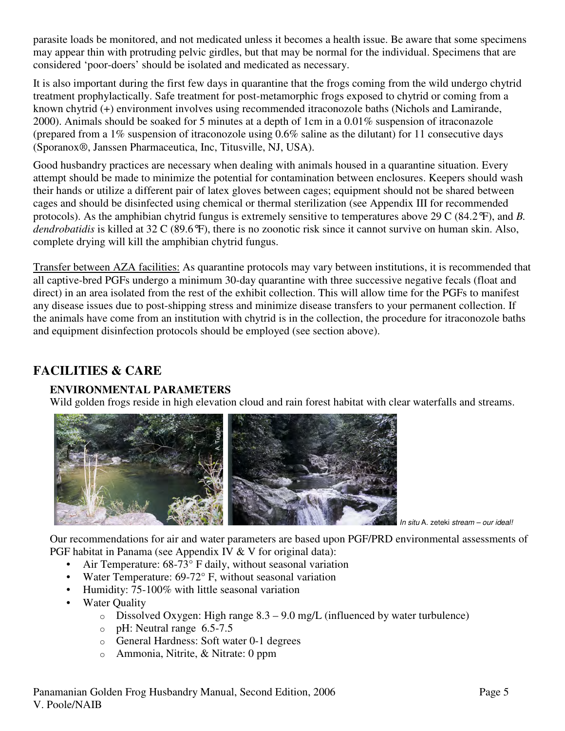parasite loads be monitored, and not medicated unless it becomes a health issue. Be aware that some specimens may appear thin with protruding pelvic girdles, but that may be normal for the individual. Specimens that are considered 'poor-doers' should be isolated and medicated as necessary.

It is also important during the first few days in quarantine that the frogs coming from the wild undergo chytrid treatment prophylactically. Safe treatment for post-metamorphic frogs exposed to chytrid or coming from a known chytrid (+) environment involves using recommended itraconozole baths (Nichols and Lamirande, 2000). Animals should be soaked for 5 minutes at a depth of 1cm in a 0.01% suspension of itraconazole (prepared from a 1% suspension of itraconozole using 0.6% saline as the dilutant) for 11 consecutive days (Sporanox®, Janssen Pharmaceutica, Inc, Titusville, NJ, USA).

Good husbandry practices are necessary when dealing with animals housed in a quarantine situation. Every attempt should be made to minimize the potential for contamination between enclosures. Keepers should wash their hands or utilize a different pair of latex gloves between cages; equipment should not be shared between cages and should be disinfected using chemical or thermal sterilization (see Appendix III for recommended protocols). As the amphibian chytrid fungus is extremely sensitive to temperatures above 29 C (84.2°F), and *B. dendrobatidis* is killed at 32 C (89.6°F), there is no zoonotic risk since it cannot survive on human skin. Also, complete drying will kill the amphibian chytrid fungus.

Transfer between AZA facilities: As quarantine protocols may vary between institutions, it is recommended that all captive-bred PGFs undergo a minimum 30-day quarantine with three successive negative fecals (float and direct) in an area isolated from the rest of the exhibit collection. This will allow time for the PGFs to manifest any disease issues due to post-shipping stress and minimize disease transfers to your permanent collection. If the animals have come from an institution with chytrid is in the collection, the procedure for itraconozole baths and equipment disinfection protocols should be employed (see section above).

## FACILITIES & CARE

### ENVIRONMENTAL PARAMETERS

Wild golden frogs reside in high elevation cloud and rain forest habitat with clear waterfalls and streams.

*In situ* A. zeteki *stream – our ideal!*

Our recommendations for air and water parameters are based upon PGF/PRD environmental assessments of PGF habitat in Panama (see Appendix IV & V for original data):

- Air Temperature: 68-73° F daily, without seasonal variation
- Water Temperature: 69-72° F, without seasonal variation
- Humidity: 75-100% with little seasonal variation
- Water Quality
  - Dissolved Oxygen: High range 8.3 – 9.0 mg/L (influenced by water turbulence)
  - pH: Neutral range 6.5-7.5
  - General Hardness: Soft water 0-1 degrees
  - Ammonia, Nitrite, & Nitrate: 0 ppm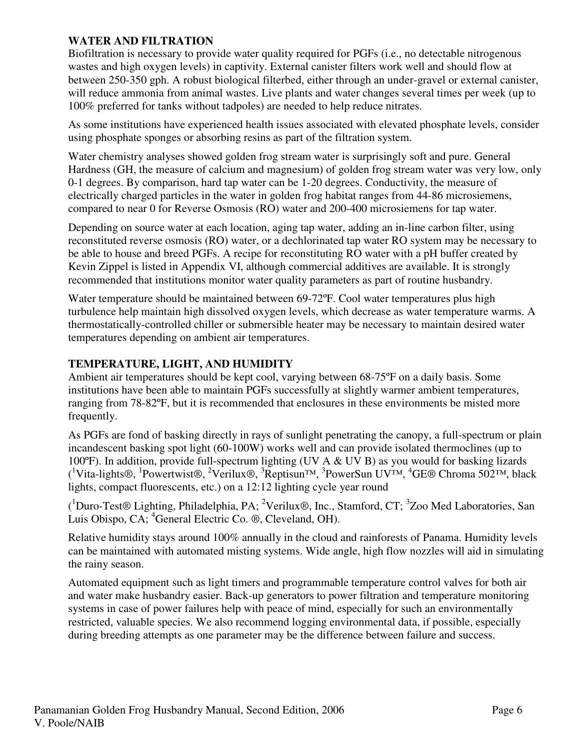## WATER AND FILTRATION

Biofiltration is necessary to provide water quality required for PGFs (i.e., no detectable nitrogenous wastes and high oxygen levels) in captivity. External canister filters work well and should flow at between 250-350 gph. A robust biological filterbed, either through an under-gravel or external canister, will reduce ammonia from animal wastes. Live plants and water changes several times per week (up to 100% preferred for tanks without tadpoles) are needed to help reduce nitrates.

As some institutions have experienced health issues associated with elevated phosphate levels, consider using phosphate sponges or absorbing resins as part of the filtration system.

Water chemistry analyses showed golden frog stream water is surprisingly soft and pure. General Hardness (GH, the measure of calcium and magnesium) of golden frog stream water was very low, only 0-1 degrees. By comparison, hard tap water can be 1-20 degrees. Conductivity, the measure of electrically charged particles in the water in golden frog habitat ranges from 44-86 microsiemens, compared to near 0 for Reverse Osmosis (RO) water and 200-400 microsiemens for tap water.

Depending on source water at each location, aging tap water, adding an in-line carbon filter, using reconstituted reverse osmosis (RO) water, or a dechlorinated tap water RO system may be necessary to be able to house and breed PGFs. A recipe for reconstituting RO water with a pH buffer created by Kevin Zippel is listed in Appendix VI, although commercial additives are available. It is strongly recommended that institutions monitor water quality parameters as part of routine husbandry.

Water temperature should be maintained between 69-72ºF. Cool water temperatures plus high turbulence help maintain high dissolved oxygen levels, which decrease as water temperature warms. A thermostatically-controlled chiller or submersible heater may be necessary to maintain desired water temperatures depending on ambient air temperatures.

## TEMPERATURE, LIGHT, AND HUMIDITY

Ambient air temperatures should be kept cool, varying between 68-75ºF on a daily basis. Some institutions have been able to maintain PGFs successfully at slightly warmer ambient temperatures, ranging from 78-82ºF, but it is recommended that enclosures in these environments be misted more frequently.

As PGFs are fond of basking directly in rays of sunlight penetrating the canopy, a full-spectrum or plain incandescent basking spot light (60-100W) works well and can provide isolated thermoclines (up to 100ºF). In addition, provide full-spectrum lighting (UV A & UV B) as you would for basking lizards ([1]Vita-lights®, [1]Powertwist®, [2]Verilux®, [3]Reptisun™, [3]PowerSun UV™, [4]GE® Chroma 502™, black lights, compact fluorescents, etc.) on a 12:12 lighting cycle year round

([1]Duro-Test® Lighting, Philadelphia, PA; [2]Verilux®, Inc., Stamford, CT; [3]Zoo Med Laboratories, San Luis Obispo, CA; [4]General Electric Co. ®, Cleveland, OH).

Relative humidity stays around 100% annually in the cloud and rainforests of Panama. Humidity levels can be maintained with automated misting systems. Wide angle, high flow nozzles will aid in simulating the rainy season.

Automated equipment such as light timers and programmable temperature control valves for both air and water make husbandry easier. Back-up generators to power filtration and temperature monitoring systems in case of power failures help with peace of mind, especially for such an environmentally restricted, valuable species. We also recommend logging environmental data, if possible, especially during breeding attempts as one parameter may be the difference between failure and success.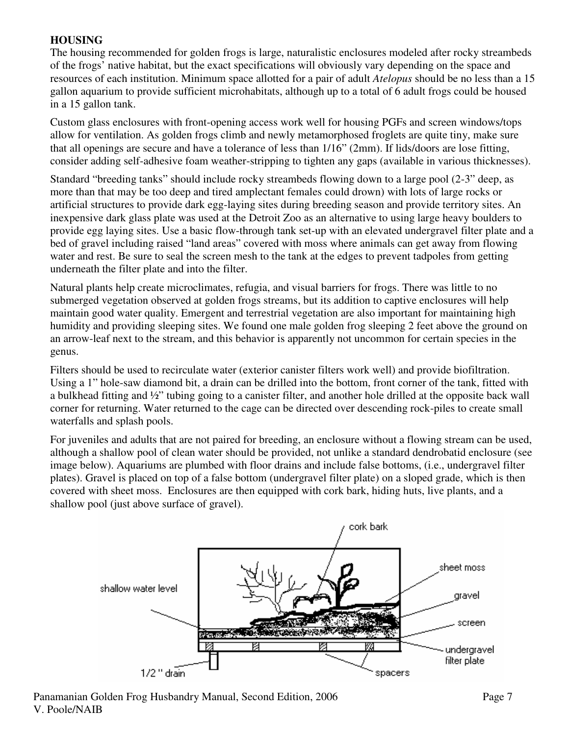**HOUSING**

The housing recommended for golden frogs is large, naturalistic enclosures modeled after rocky streambeds of the frogs' native habitat, but the exact specifications will obviously vary depending on the space and resources of each institution. Minimum space allotted for a pair of adult *Atelopus* should be no less than a 15 gallon aquarium to provide sufficient microhabitats, although up to a total of 6 adult frogs could be housed in a 15 gallon tank.

Custom glass enclosures with front-opening access work well for housing PGFs and screen windows/tops allow for ventilation. As golden frogs climb and newly metamorphosed froglets are quite tiny, make sure that all openings are secure and have a tolerance of less than 1/16" (2mm). If lids/doors are lose fitting, consider adding self-adhesive foam weather-stripping to tighten any gaps (available in various thicknesses).

Standard "breeding tanks" should include rocky streambeds flowing down to a large pool (2-3" deep, as more than that may be too deep and tired amplectant females could drown) with lots of large rocks or artificial structures to provide dark egg-laying sites during breeding season and provide territory sites. An inexpensive dark glass plate was used at the Detroit Zoo as an alternative to using large heavy boulders to provide egg laying sites. Use a basic flow-through tank set-up with an elevated undergravel filter plate and a bed of gravel including raised "land areas" covered with moss where animals can get away from flowing water and rest. Be sure to seal the screen mesh to the tank at the edges to prevent tadpoles from getting underneath the filter plate and into the filter.

Natural plants help create microclimates, refugia, and visual barriers for frogs. There was little to no submerged vegetation observed at golden frogs streams, but its addition to captive enclosures will help maintain good water quality. Emergent and terrestrial vegetation are also important for maintaining high humidity and providing sleeping sites. We found one male golden frog sleeping 2 feet above the ground on an arrow-leaf next to the stream, and this behavior is apparently not uncommon for certain species in the genus.

Filters should be used to recirculate water (exterior canister filters work well) and provide biofiltration. Using a 1" hole-saw diamond bit, a drain can be drilled into the bottom, front corner of the tank, fitted with a bulkhead fitting and ½" tubing going to a canister filter, and another hole drilled at the opposite back wall corner for returning. Water returned to the cage can be directed over descending rock-piles to create small waterfalls and splash pools.

For juveniles and adults that are not paired for breeding, an enclosure without a flowing stream can be used, although a shallow pool of clean water should be provided, not unlike a standard dendrobatid enclosure (see image below). Aquariums are plumbed with floor drains and include false bottoms, (i.e., undergravel filter plates). Gravel is placed on top of a false bottom (undergravel filter plate) on a sloped grade, which is then covered with sheet moss. Enclosures are then equipped with cork bark, hiding huts, live plants, and a shallow pool (just above surface of gravel).

cork bark, sheet moss, shallow water level, gravel, screen, undergravel filter plate, 1/2 " drain, spacers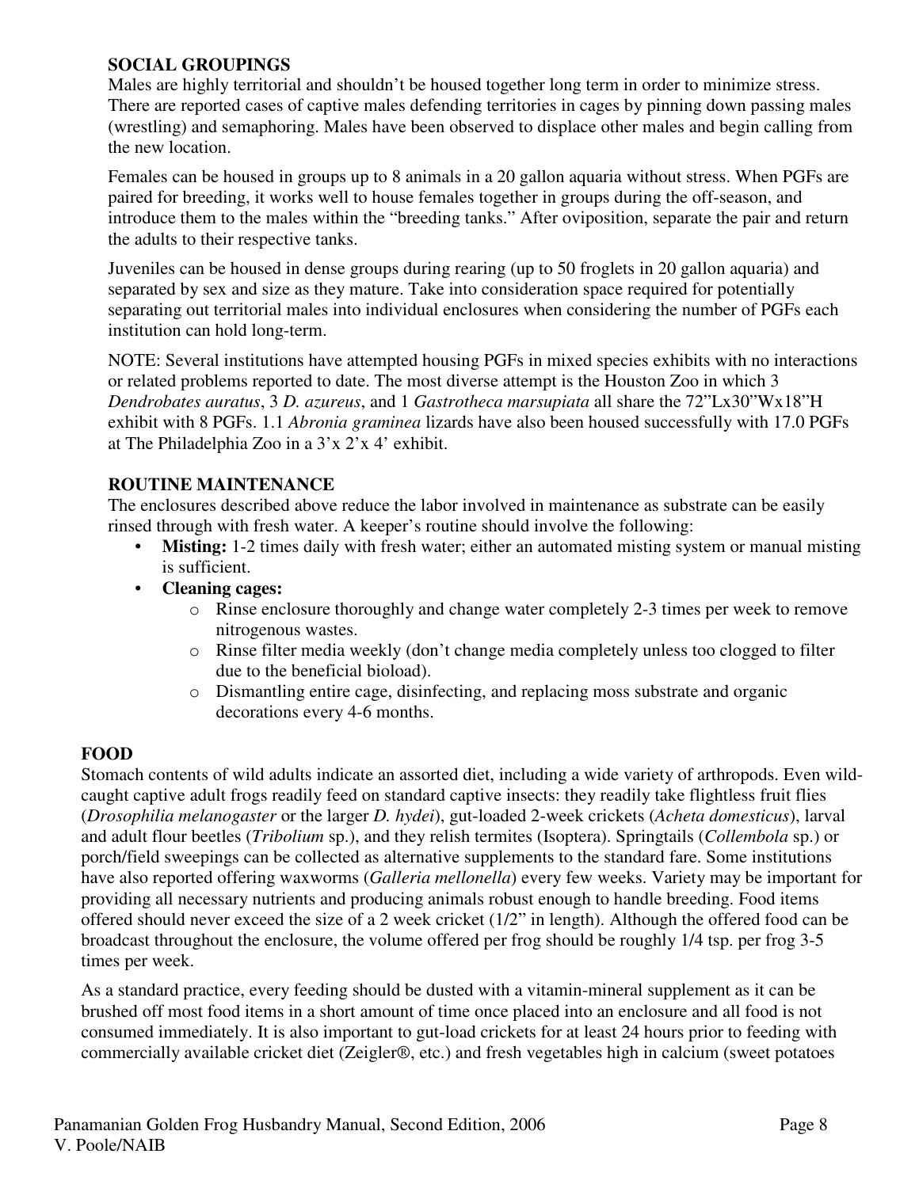### SOCIAL GROUPINGS

Males are highly territorial and shouldn't be housed together long term in order to minimize stress. There are reported cases of captive males defending territories in cages by pinning down passing males (wrestling) and semaphoring. Males have been observed to displace other males and begin calling from the new location.

Females can be housed in groups up to 8 animals in a 20 gallon aquaria without stress. When PGFs are paired for breeding, it works well to house females together in groups during the off-season, and introduce them to the males within the "breeding tanks." After oviposition, separate the pair and return the adults to their respective tanks.

Juveniles can be housed in dense groups during rearing (up to 50 froglets in 20 gallon aquaria) and separated by sex and size as they mature. Take into consideration space required for potentially separating out territorial males into individual enclosures when considering the number of PGFs each institution can hold long-term.

NOTE: Several institutions have attempted housing PGFs in mixed species exhibits with no interactions or related problems reported to date. The most diverse attempt is the Houston Zoo in which 3 *Dendrobates auratus*, 3 *D. azureus*, and 1 *Gastrotheca marsupiata* all share the 72"Lx30"Wx18"H exhibit with 8 PGFs. 1.1 *Abronia graminea* lizards have also been housed successfully with 17.0 PGFs at The Philadelphia Zoo in a 3'x 2'x 4' exhibit.

### ROUTINE MAINTENANCE

The enclosures described above reduce the labor involved in maintenance as substrate can be easily rinsed through with fresh water. A keeper's routine should involve the following:

- **Misting:** 1-2 times daily with fresh water; either an automated misting system or manual misting is sufficient.
- **Cleaning cages:**
  - Rinse enclosure thoroughly and change water completely 2-3 times per week to remove nitrogenous wastes.
  - Rinse filter media weekly (don't change media completely unless too clogged to filter due to the beneficial bioload).
  - Dismantling entire cage, disinfecting, and replacing moss substrate and organic decorations every 4-6 months.

## FOOD

Stomach contents of wild adults indicate an assorted diet, including a wide variety of arthropods. Even wild-caught captive adult frogs readily feed on standard captive insects: they readily take flightless fruit flies (*Drosophilia melanogaster* or the larger *D. hydei*), gut-loaded 2-week crickets (*Acheta domesticus*), larval and adult flour beetles (*Tribolium* sp.), and they relish termites (Isoptera). Springtails (*Collembola* sp.) or porch/field sweepings can be collected as alternative supplements to the standard fare. Some institutions have also reported offering waxworms (*Galleria mellonella*) every few weeks. Variety may be important for providing all necessary nutrients and producing animals robust enough to handle breeding. Food items offered should never exceed the size of a 2 week cricket (1/2" in length). Although the offered food can be broadcast throughout the enclosure, the volume offered per frog should be roughly 1/4 tsp. per frog 3-5 times per week.

As a standard practice, every feeding should be dusted with a vitamin-mineral supplement as it can be brushed off most food items in a short amount of time once placed into an enclosure and all food is not consumed immediately. It is also important to gut-load crickets for at least 24 hours prior to feeding with commercially available cricket diet (Zeigler®, etc.) and fresh vegetables high in calcium (sweet potatoes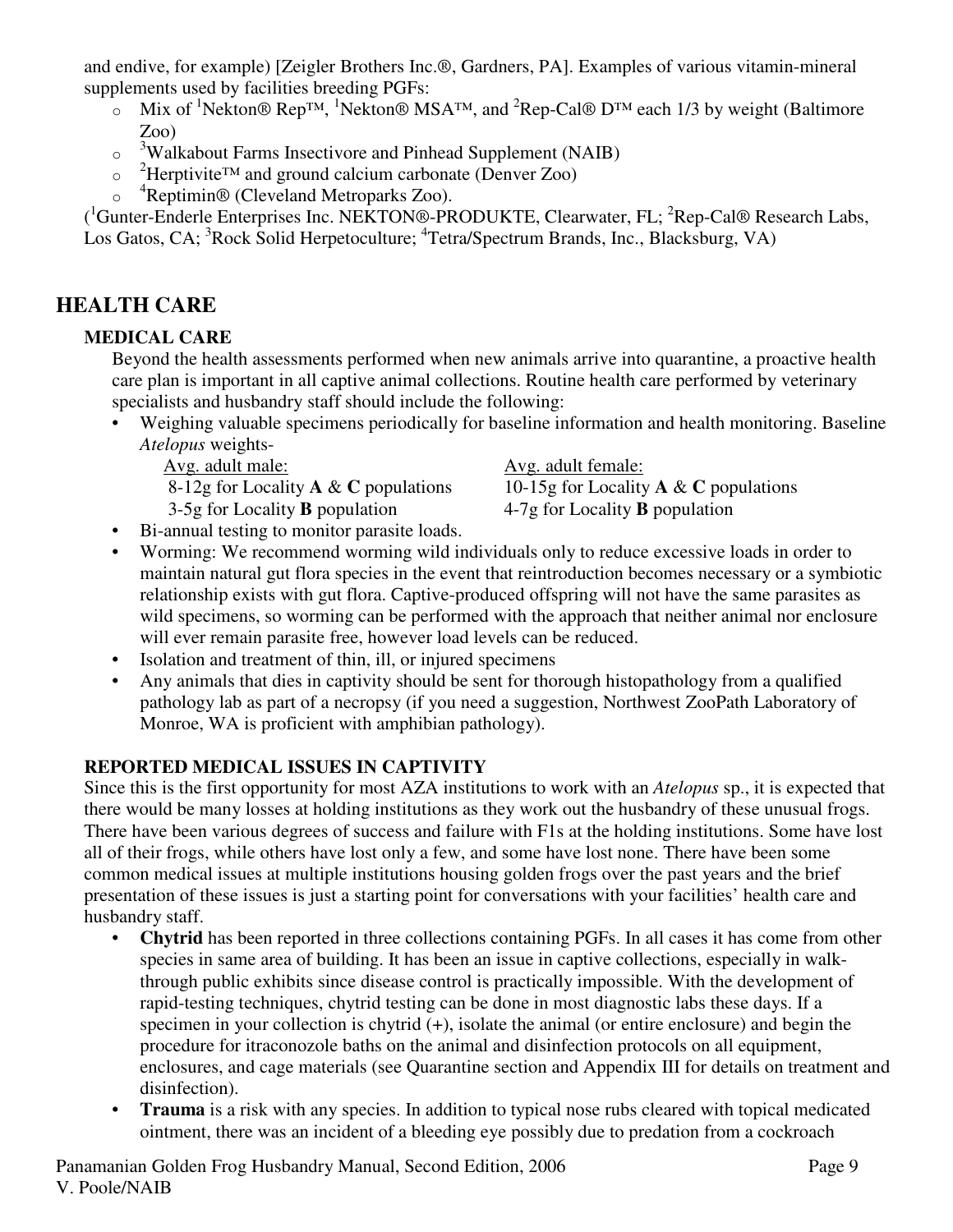and endive, for example) [Zeigler Brothers Inc.®, Gardners, PA]. Examples of various vitamin-mineral supplements used by facilities breeding PGFs:

- Mix of [1]Nekton® Rep™, [1]Nekton® MSA™, and [2]Rep-Cal® D™ each 1/3 by weight (Baltimore Zoo)
- [3]Walkabout Farms Insectivore and Pinhead Supplement (NAIB)
- [2]Herptivite™ and ground calcium carbonate (Denver Zoo)
- [4]Reptimin® (Cleveland Metroparks Zoo).

([1]Gunter-Enderle Enterprises Inc. NEKTON®-PRODUKTE, Clearwater, FL; [2]Rep-Cal® Research Labs, Los Gatos, CA; [3]Rock Solid Herpetoculture; [4]Tetra/Spectrum Brands, Inc., Blacksburg, VA)

## HEALTH CARE

### MEDICAL CARE

Beyond the health assessments performed when new animals arrive into quarantine, a proactive health care plan is important in all captive animal collections. Routine health care performed by veterinary specialists and husbandry staff should include the following:

- Weighing valuable specimens periodically for baseline information and health monitoring. Baseline *Atelopus* weights-

| Avg. adult male: | Avg. adult female: |
|---|---|
| 8-12g for Locality **A** & **C** populations | 10-15g for Locality **A** & **C** populations |
| 3-5g for Locality **B** population | 4-7g for Locality **B** population |

- Bi-annual testing to monitor parasite loads.
- Worming: We recommend worming wild individuals only to reduce excessive loads in order to maintain natural gut flora species in the event that reintroduction becomes necessary or a symbiotic relationship exists with gut flora. Captive-produced offspring will not have the same parasites as wild specimens, so worming can be performed with the approach that neither animal nor enclosure will ever remain parasite free, however load levels can be reduced.
- Isolation and treatment of thin, ill, or injured specimens
- Any animals that dies in captivity should be sent for thorough histopathology from a qualified pathology lab as part of a necropsy (if you need a suggestion, Northwest ZooPath Laboratory of Monroe, WA is proficient with amphibian pathology).

### REPORTED MEDICAL ISSUES IN CAPTIVITY

Since this is the first opportunity for most AZA institutions to work with an *Atelopus* sp., it is expected that there would be many losses at holding institutions as they work out the husbandry of these unusual frogs. There have been various degrees of success and failure with F1s at the holding institutions. Some have lost all of their frogs, while others have lost only a few, and some have lost none. There have been some common medical issues at multiple institutions housing golden frogs over the past years and the brief presentation of these issues is just a starting point for conversations with your facilities' health care and husbandry staff.

- **Chytrid** has been reported in three collections containing PGFs. In all cases it has come from other species in same area of building. It has been an issue in captive collections, especially in walk-through public exhibits since disease control is practically impossible. With the development of rapid-testing techniques, chytrid testing can be done in most diagnostic labs these days. If a specimen in your collection is chytrid (+), isolate the animal (or entire enclosure) and begin the procedure for itraconozole baths on the animal and disinfection protocols on all equipment, enclosures, and cage materials (see Quarantine section and Appendix III for details on treatment and disinfection).
- **Trauma** is a risk with any species. In addition to typical nose rubs cleared with topical medicated ointment, there was an incident of a bleeding eye possibly due to predation from a cockroach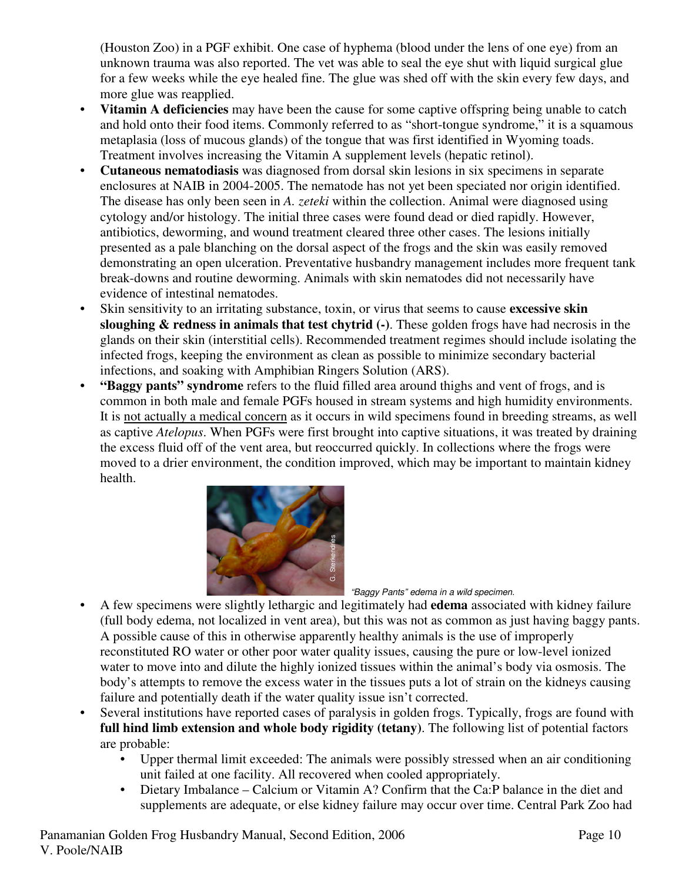(Houston Zoo) in a PGF exhibit. One case of hyphema (blood under the lens of one eye) from an unknown trauma was also reported. The vet was able to seal the eye shut with liquid surgical glue for a few weeks while the eye healed fine. The glue was shed off with the skin every few days, and more glue was reapplied.

- **Vitamin A deficiencies** may have been the cause for some captive offspring being unable to catch and hold onto their food items. Commonly referred to as "short-tongue syndrome," it is a squamous metaplasia (loss of mucous glands) of the tongue that was first identified in Wyoming toads. Treatment involves increasing the Vitamin A supplement levels (hepatic retinol).
- **Cutaneous nematodiasis** was diagnosed from dorsal skin lesions in six specimens in separate enclosures at NAIB in 2004-2005. The nematode has not yet been speciated nor origin identified. The disease has only been seen in *A. zeteki* within the collection. Animal were diagnosed using cytology and/or histology. The initial three cases were found dead or died rapidly. However, antibiotics, deworming, and wound treatment cleared three other cases. The lesions initially presented as a pale blanching on the dorsal aspect of the frogs and the skin was easily removed demonstrating an open ulceration. Preventative husbandry management includes more frequent tank break-downs and routine deworming. Animals with skin nematodes did not necessarily have evidence of intestinal nematodes.
- Skin sensitivity to an irritating substance, toxin, or virus that seems to cause **excessive skin sloughing & redness in animals that test chytrid (-)**. These golden frogs have had necrosis in the glands on their skin (interstitial cells). Recommended treatment regimes should include isolating the infected frogs, keeping the environment as clean as possible to minimize secondary bacterial infections, and soaking with Amphibian Ringers Solution (ARS).
- **"Baggy pants" syndrome** refers to the fluid filled area around thighs and vent of frogs, and is common in both male and female PGFs housed in stream systems and high humidity environments. It is <u>not actually a medical concern</u> as it occurs in wild specimens found in breeding streams, as well as captive *Atelopus*. When PGFs were first brought into captive situations, it was treated by draining the excess fluid off of the vent area, but reoccurred quickly. In collections where the frogs were moved to a drier environment, the condition improved, which may be important to maintain kidney health.

*"Baggy Pants" edema in a wild specimen.*

- A few specimens were slightly lethargic and legitimately had **edema** associated with kidney failure (full body edema, not localized in vent area), but this was not as common as just having baggy pants. A possible cause of this in otherwise apparently healthy animals is the use of improperly reconstituted RO water or other poor water quality issues, causing the pure or low-level ionized water to move into and dilute the highly ionized tissues within the animal's body via osmosis. The body's attempts to remove the excess water in the tissues puts a lot of strain on the kidneys causing failure and potentially death if the water quality issue isn't corrected.
- Several institutions have reported cases of paralysis in golden frogs. Typically, frogs are found with **full hind limb extension and whole body rigidity (tetany)**. The following list of potential factors are probable:
  - Upper thermal limit exceeded: The animals were possibly stressed when an air conditioning unit failed at one facility. All recovered when cooled appropriately.
  - Dietary Imbalance – Calcium or Vitamin A? Confirm that the Ca:P balance in the diet and supplements are adequate, or else kidney failure may occur over time. Central Park Zoo had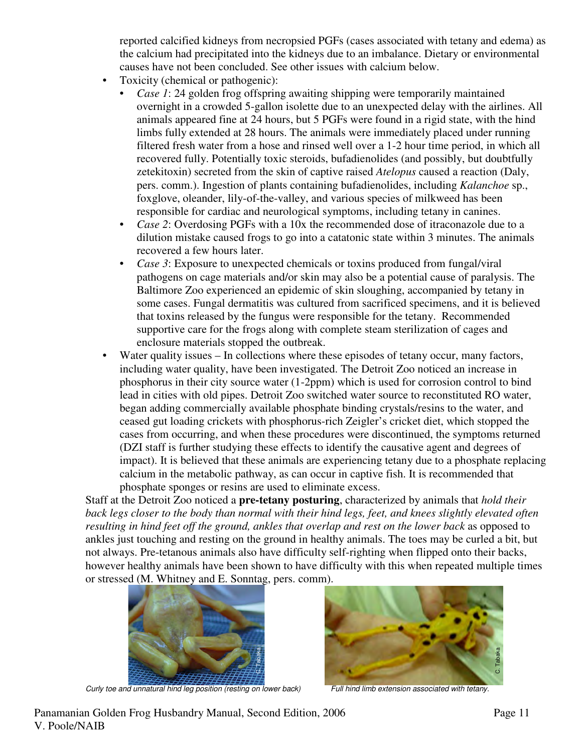reported calcified kidneys from necropsied PGFs (cases associated with tetany and edema) as the calcium had precipitated into the kidneys due to an imbalance. Dietary or environmental causes have not been concluded. See other issues with calcium below.

- Toxicity (chemical or pathogenic):
  - *Case 1*: 24 golden frog offspring awaiting shipping were temporarily maintained overnight in a crowded 5-gallon isolette due to an unexpected delay with the airlines. All animals appeared fine at 24 hours, but 5 PGFs were found in a rigid state, with the hind limbs fully extended at 28 hours. The animals were immediately placed under running filtered fresh water from a hose and rinsed well over a 1-2 hour time period, in which all recovered fully. Potentially toxic steroids, bufadienolides (and possibly, but doubtfully zetekitoxin) secreted from the skin of captive raised *Atelopus* caused a reaction (Daly, pers. comm.). Ingestion of plants containing bufadienolides, including *Kalanchoe* sp., foxglove, oleander, lily-of-the-valley, and various species of milkweed has been responsible for cardiac and neurological symptoms, including tetany in canines.
  - *Case 2*: Overdosing PGFs with a 10x the recommended dose of itraconazole due to a dilution mistake caused frogs to go into a catatonic state within 3 minutes. The animals recovered a few hours later.
  - *Case 3*: Exposure to unexpected chemicals or toxins produced from fungal/viral pathogens on cage materials and/or skin may also be a potential cause of paralysis. The Baltimore Zoo experienced an epidemic of skin sloughing, accompanied by tetany in some cases. Fungal dermatitis was cultured from sacrificed specimens, and it is believed that toxins released by the fungus were responsible for the tetany. Recommended supportive care for the frogs along with complete steam sterilization of cages and enclosure materials stopped the outbreak.
- Water quality issues – In collections where these episodes of tetany occur, many factors, including water quality, have been investigated. The Detroit Zoo noticed an increase in phosphorus in their city source water (1-2ppm) which is used for corrosion control to bind lead in cities with old pipes. Detroit Zoo switched water source to reconstituted RO water, began adding commercially available phosphate binding crystals/resins to the water, and ceased gut loading crickets with phosphorus-rich Zeigler's cricket diet, which stopped the cases from occurring, and when these procedures were discontinued, the symptoms returned (DZI staff is further studying these effects to identify the causative agent and degrees of impact). It is believed that these animals are experiencing tetany due to a phosphate replacing calcium in the metabolic pathway, as can occur in captive fish. It is recommended that phosphate sponges or resins are used to eliminate excess.

Staff at the Detroit Zoo noticed a **pre-tetany posturing**, characterized by animals that *hold their back legs closer to the body than normal with their hind legs, feet, and knees slightly elevated often resulting in hind feet off the ground, ankles that overlap and rest on the lower back* as opposed to ankles just touching and resting on the ground in healthy animals. The toes may be curled a bit, but not always. Pre-tetanous animals also have difficulty self-righting when flipped onto their backs, however healthy animals have been shown to have difficulty with this when repeated multiple times or stressed (M. Whitney and E. Sonntag, pers. comm).

Curly toe and unnatural hind leg position (resting on lower back)

Full hind limb extension associated with tetany.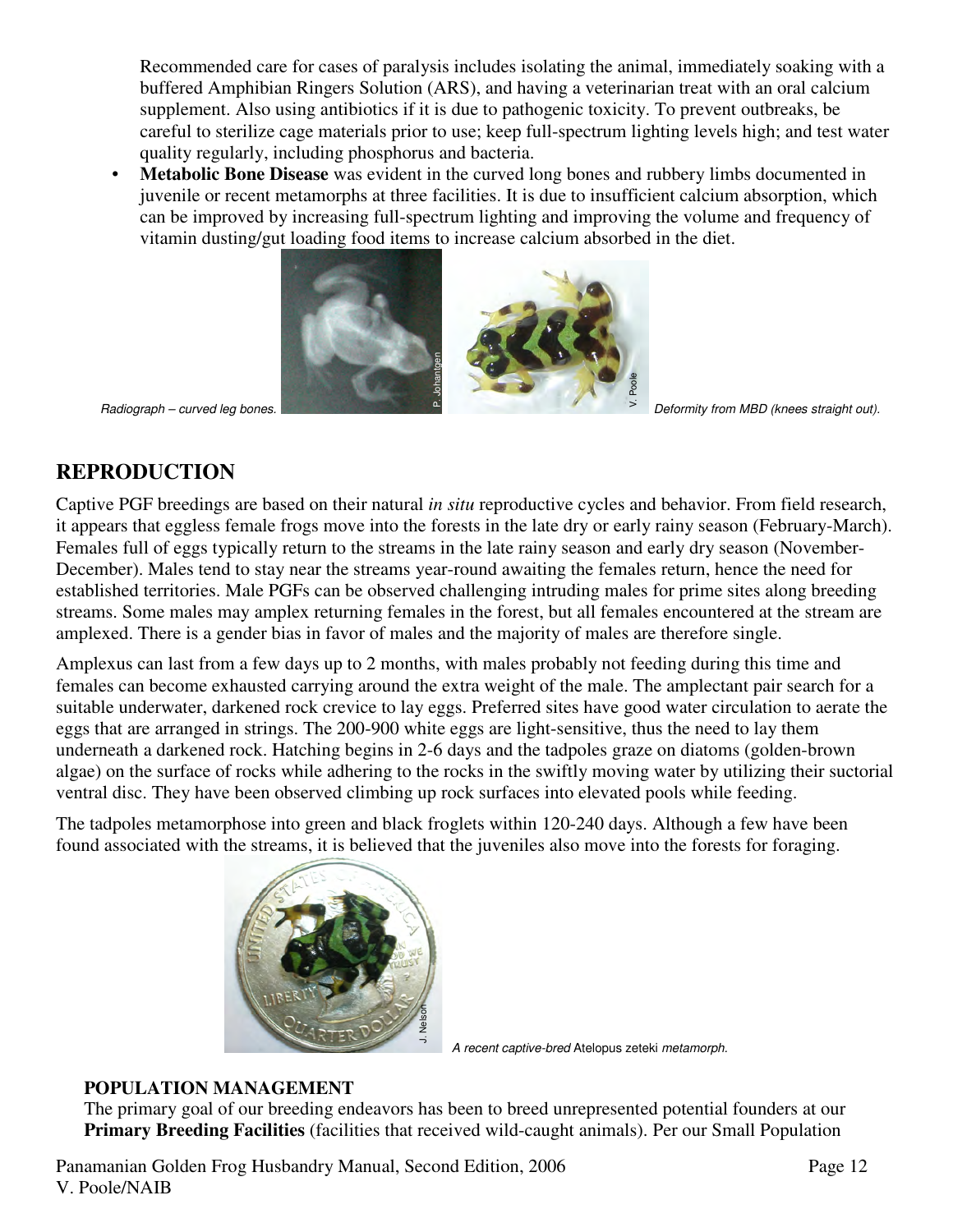Recommended care for cases of paralysis includes isolating the animal, immediately soaking with a buffered Amphibian Ringers Solution (ARS), and having a veterinarian treat with an oral calcium supplement. Also using antibiotics if it is due to pathogenic toxicity. To prevent outbreaks, be careful to sterilize cage materials prior to use; keep full-spectrum lighting levels high; and test water quality regularly, including phosphorus and bacteria.

- **Metabolic Bone Disease** was evident in the curved long bones and rubbery limbs documented in juvenile or recent metamorphs at three facilities. It is due to insufficient calcium absorption, which can be improved by increasing full-spectrum lighting and improving the volume and frequency of vitamin dusting/gut loading food items to increase calcium absorbed in the diet.

*Radiograph – curved leg bones.*

*Deformity from MBD (knees straight out).*

## REPRODUCTION

Captive PGF breedings are based on their natural *in situ* reproductive cycles and behavior. From field research, it appears that eggless female frogs move into the forests in the late dry or early rainy season (February-March). Females full of eggs typically return to the streams in the late rainy season and early dry season (November-December). Males tend to stay near the streams year-round awaiting the females return, hence the need for established territories. Male PGFs can be observed challenging intruding males for prime sites along breeding streams. Some males may amplex returning females in the forest, but all females encountered at the stream are amplexed. There is a gender bias in favor of males and the majority of males are therefore single.

Amplexus can last from a few days up to 2 months, with males probably not feeding during this time and females can become exhausted carrying around the extra weight of the male. The amplectant pair search for a suitable underwater, darkened rock crevice to lay eggs. Preferred sites have good water circulation to aerate the eggs that are arranged in strings. The 200-900 white eggs are light-sensitive, thus the need to lay them underneath a darkened rock. Hatching begins in 2-6 days and the tadpoles graze on diatoms (golden-brown algae) on the surface of rocks while adhering to the rocks in the swiftly moving water by utilizing their suctorial ventral disc. They have been observed climbing up rock surfaces into elevated pools while feeding.

The tadpoles metamorphose into green and black froglets within 120-240 days. Although a few have been found associated with the streams, it is believed that the juveniles also move into the forests for foraging.

*A recent captive-bred* Atelopus zeteki *metamorph.*

### POPULATION MANAGEMENT

The primary goal of our breeding endeavors has been to breed unrepresented potential founders at our **Primary Breeding Facilities** (facilities that received wild-caught animals). Per our Small Population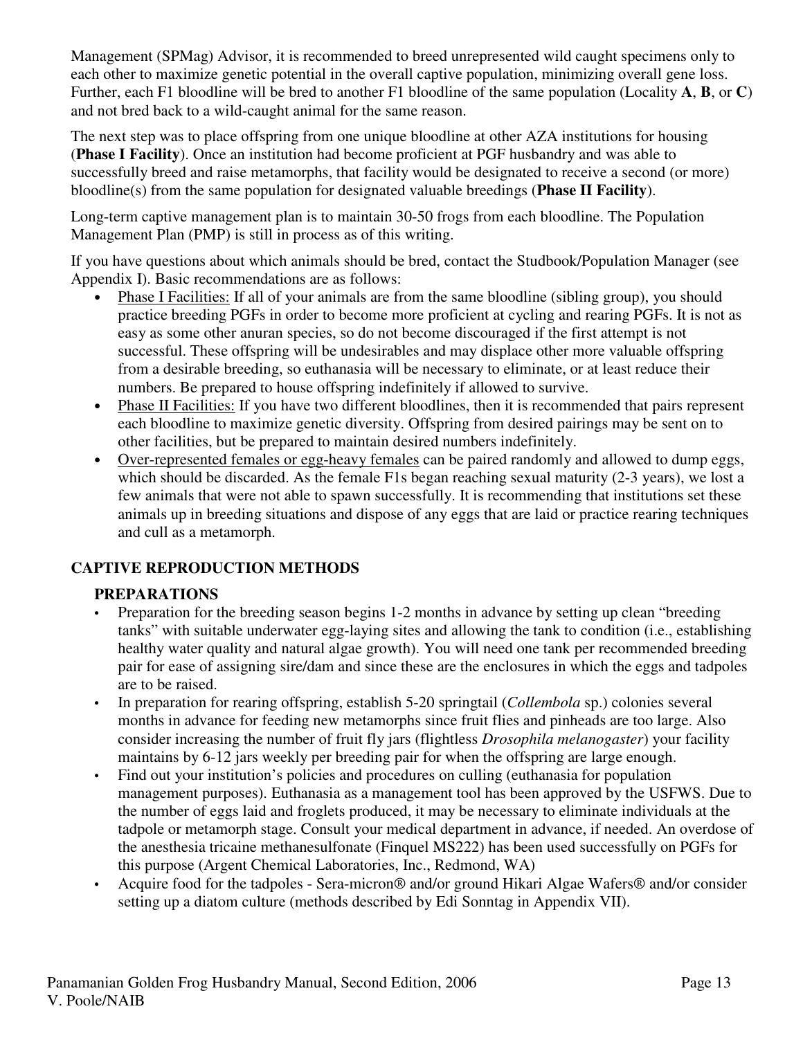Management (SPMag) Advisor, it is recommended to breed unrepresented wild caught specimens only to each other to maximize genetic potential in the overall captive population, minimizing overall gene loss. Further, each F1 bloodline will be bred to another F1 bloodline of the same population (Locality **A**, **B**, or **C**) and not bred back to a wild-caught animal for the same reason.

The next step was to place offspring from one unique bloodline at other AZA institutions for housing (**Phase I Facility**). Once an institution had become proficient at PGF husbandry and was able to successfully breed and raise metamorphs, that facility would be designated to receive a second (or more) bloodline(s) from the same population for designated valuable breedings (**Phase II Facility**).

Long-term captive management plan is to maintain 30-50 frogs from each bloodline. The Population Management Plan (PMP) is still in process as of this writing.

If you have questions about which animals should be bred, contact the Studbook/Population Manager (see Appendix I). Basic recommendations are as follows:

- Phase I Facilities: If all of your animals are from the same bloodline (sibling group), you should practice breeding PGFs in order to become more proficient at cycling and rearing PGFs. It is not as easy as some other anuran species, so do not become discouraged if the first attempt is not successful. These offspring will be undesirables and may displace other more valuable offspring from a desirable breeding, so euthanasia will be necessary to eliminate, or at least reduce their numbers. Be prepared to house offspring indefinitely if allowed to survive.
- Phase II Facilities: If you have two different bloodlines, then it is recommended that pairs represent each bloodline to maximize genetic diversity. Offspring from desired pairings may be sent on to other facilities, but be prepared to maintain desired numbers indefinitely.
- Over-represented females or egg-heavy females can be paired randomly and allowed to dump eggs, which should be discarded. As the female F1s began reaching sexual maturity (2-3 years), we lost a few animals that were not able to spawn successfully. It is recommending that institutions set these animals up in breeding situations and dispose of any eggs that are laid or practice rearing techniques and cull as a metamorph.

## CAPTIVE REPRODUCTION METHODS

### PREPARATIONS

- Preparation for the breeding season begins 1-2 months in advance by setting up clean "breeding tanks" with suitable underwater egg-laying sites and allowing the tank to condition (i.e., establishing healthy water quality and natural algae growth). You will need one tank per recommended breeding pair for ease of assigning sire/dam and since these are the enclosures in which the eggs and tadpoles are to be raised.
- In preparation for rearing offspring, establish 5-20 springtail (*Collembola* sp.) colonies several months in advance for feeding new metamorphs since fruit flies and pinheads are too large. Also consider increasing the number of fruit fly jars (flightless *Drosophila melanogaster*) your facility maintains by 6-12 jars weekly per breeding pair for when the offspring are large enough.
- Find out your institution's policies and procedures on culling (euthanasia for population management purposes). Euthanasia as a management tool has been approved by the USFWS. Due to the number of eggs laid and froglets produced, it may be necessary to eliminate individuals at the tadpole or metamorph stage. Consult your medical department in advance, if needed. An overdose of the anesthesia tricaine methanesulfonate (Finquel MS222) has been used successfully on PGFs for this purpose (Argent Chemical Laboratories, Inc., Redmond, WA)
- Acquire food for the tadpoles - Sera-micron® and/or ground Hikari Algae Wafers® and/or consider setting up a diatom culture (methods described by Edi Sonntag in Appendix VII).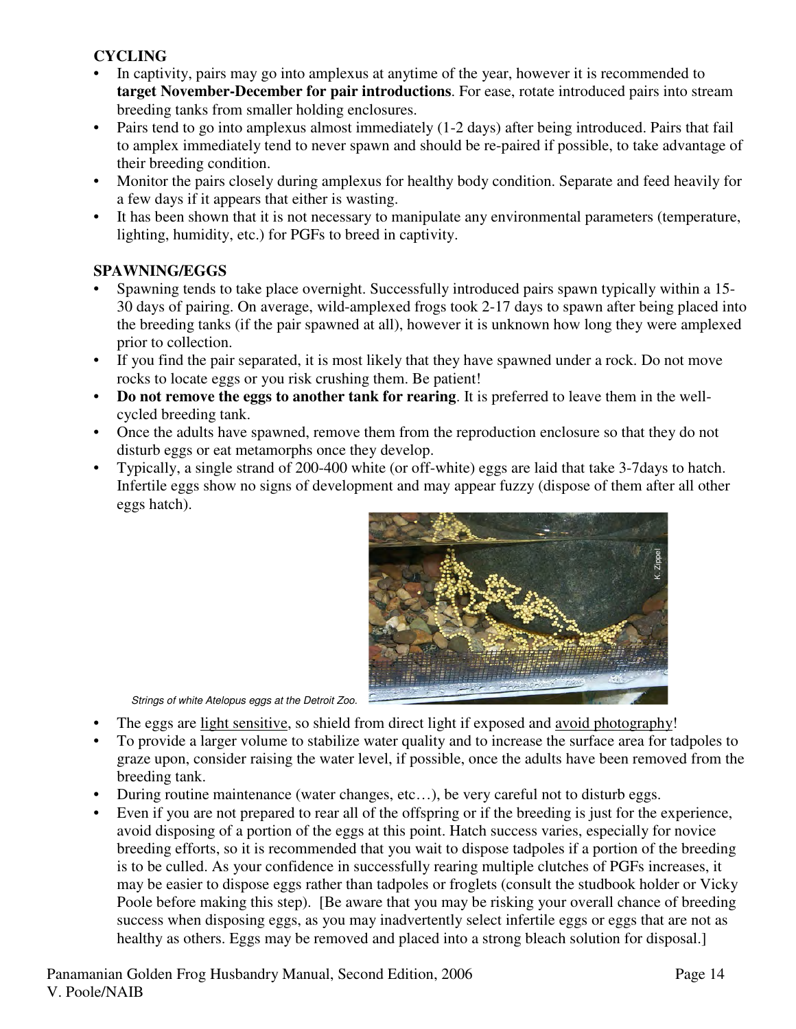**CYCLING**

- In captivity, pairs may go into amplexus at anytime of the year, however it is recommended to **target November-December for pair introductions**. For ease, rotate introduced pairs into stream breeding tanks from smaller holding enclosures.
- Pairs tend to go into amplexus almost immediately (1-2 days) after being introduced. Pairs that fail to amplex immediately tend to never spawn and should be re-paired if possible, to take advantage of their breeding condition.
- Monitor the pairs closely during amplexus for healthy body condition. Separate and feed heavily for a few days if it appears that either is wasting.
- It has been shown that it is not necessary to manipulate any environmental parameters (temperature, lighting, humidity, etc.) for PGFs to breed in captivity.

**SPAWNING/EGGS**

- Spawning tends to take place overnight. Successfully introduced pairs spawn typically within a 15-30 days of pairing. On average, wild-amplexed frogs took 2-17 days to spawn after being placed into the breeding tanks (if the pair spawned at all), however it is unknown how long they were amplexed prior to collection.
- If you find the pair separated, it is most likely that they have spawned under a rock. Do not move rocks to locate eggs or you risk crushing them. Be patient!
- **Do not remove the eggs to another tank for rearing**. It is preferred to leave them in the well-cycled breeding tank.
- Once the adults have spawned, remove them from the reproduction enclosure so that they do not disturb eggs or eat metamorphs once they develop.
- Typically, a single strand of 200-400 white (or off-white) eggs are laid that take 3-7days to hatch. Infertile eggs show no signs of development and may appear fuzzy (dispose of them after all other eggs hatch).

*Strings of white Atelopus eggs at the Detroit Zoo.*

- The eggs are <u>light sensitive</u>, so shield from direct light if exposed and <u>avoid photography</u>!
- To provide a larger volume to stabilize water quality and to increase the surface area for tadpoles to graze upon, consider raising the water level, if possible, once the adults have been removed from the breeding tank.
- During routine maintenance (water changes, etc…), be very careful not to disturb eggs.
- Even if you are not prepared to rear all of the offspring or if the breeding is just for the experience, avoid disposing of a portion of the eggs at this point. Hatch success varies, especially for novice breeding efforts, so it is recommended that you wait to dispose tadpoles if a portion of the breeding is to be culled. As your confidence in successfully rearing multiple clutches of PGFs increases, it may be easier to dispose eggs rather than tadpoles or froglets (consult the studbook holder or Vicky Poole before making this step). [Be aware that you may be risking your overall chance of breeding success when disposing eggs, as you may inadvertently select infertile eggs or eggs that are not as healthy as others. Eggs may be removed and placed into a strong bleach solution for disposal.]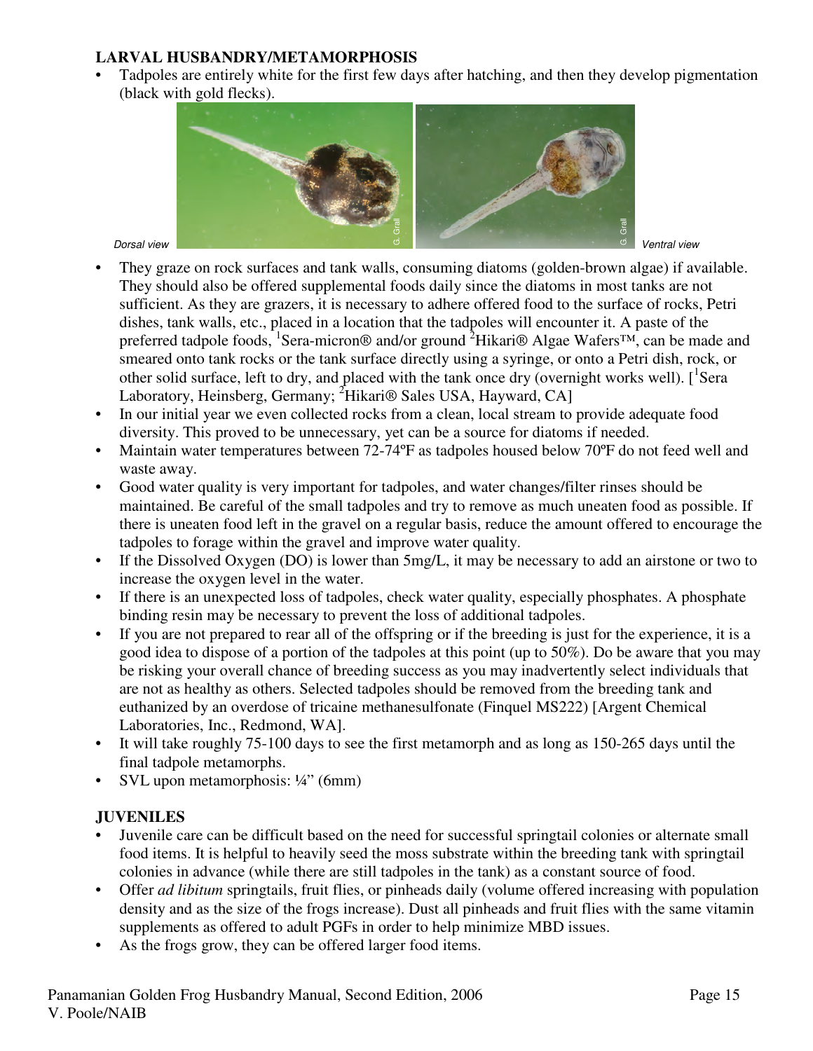## LARVAL HUSBANDRY/METAMORPHOSIS

- Tadpoles are entirely white for the first few days after hatching, and then they develop pigmentation (black with gold flecks).

*Dorsal view* *Ventral view*

- They graze on rock surfaces and tank walls, consuming diatoms (golden-brown algae) if available. They should also be offered supplemental foods daily since the diatoms in most tanks are not sufficient. As they are grazers, it is necessary to adhere offered food to the surface of rocks, Petri dishes, tank walls, etc., placed in a location that the tadpoles will encounter it. A paste of the preferred tadpole foods, [1]Sera-micron® and/or ground [2]Hikari® Algae Wafers™, can be made and smeared onto tank rocks or the tank surface directly using a syringe, or onto a Petri dish, rock, or other solid surface, left to dry, and placed with the tank once dry (overnight works well). [[1]Sera Laboratory, Heinsberg, Germany; [2]Hikari® Sales USA, Hayward, CA]
- In our initial year we even collected rocks from a clean, local stream to provide adequate food diversity. This proved to be unnecessary, yet can be a source for diatoms if needed.
- Maintain water temperatures between 72-74ºF as tadpoles housed below 70ºF do not feed well and waste away.
- Good water quality is very important for tadpoles, and water changes/filter rinses should be maintained. Be careful of the small tadpoles and try to remove as much uneaten food as possible. If there is uneaten food left in the gravel on a regular basis, reduce the amount offered to encourage the tadpoles to forage within the gravel and improve water quality.
- If the Dissolved Oxygen (DO) is lower than 5mg/L, it may be necessary to add an airstone or two to increase the oxygen level in the water.
- If there is an unexpected loss of tadpoles, check water quality, especially phosphates. A phosphate binding resin may be necessary to prevent the loss of additional tadpoles.
- If you are not prepared to rear all of the offspring or if the breeding is just for the experience, it is a good idea to dispose of a portion of the tadpoles at this point (up to 50%). Do be aware that you may be risking your overall chance of breeding success as you may inadvertently select individuals that are not as healthy as others. Selected tadpoles should be removed from the breeding tank and euthanized by an overdose of tricaine methanesulfonate (Finquel MS222) [Argent Chemical Laboratories, Inc., Redmond, WA].
- It will take roughly 75-100 days to see the first metamorph and as long as 150-265 days until the final tadpole metamorphs.
- SVL upon metamorphosis: ¼" (6mm)

## JUVENILES

- Juvenile care can be difficult based on the need for successful springtail colonies or alternate small food items. It is helpful to heavily seed the moss substrate within the breeding tank with springtail colonies in advance (while there are still tadpoles in the tank) as a constant source of food.
- Offer *ad libitum* springtails, fruit flies, or pinheads daily (volume offered increasing with population density and as the size of the frogs increase). Dust all pinheads and fruit flies with the same vitamin supplements as offered to adult PGFs in order to help minimize MBD issues.
- As the frogs grow, they can be offered larger food items.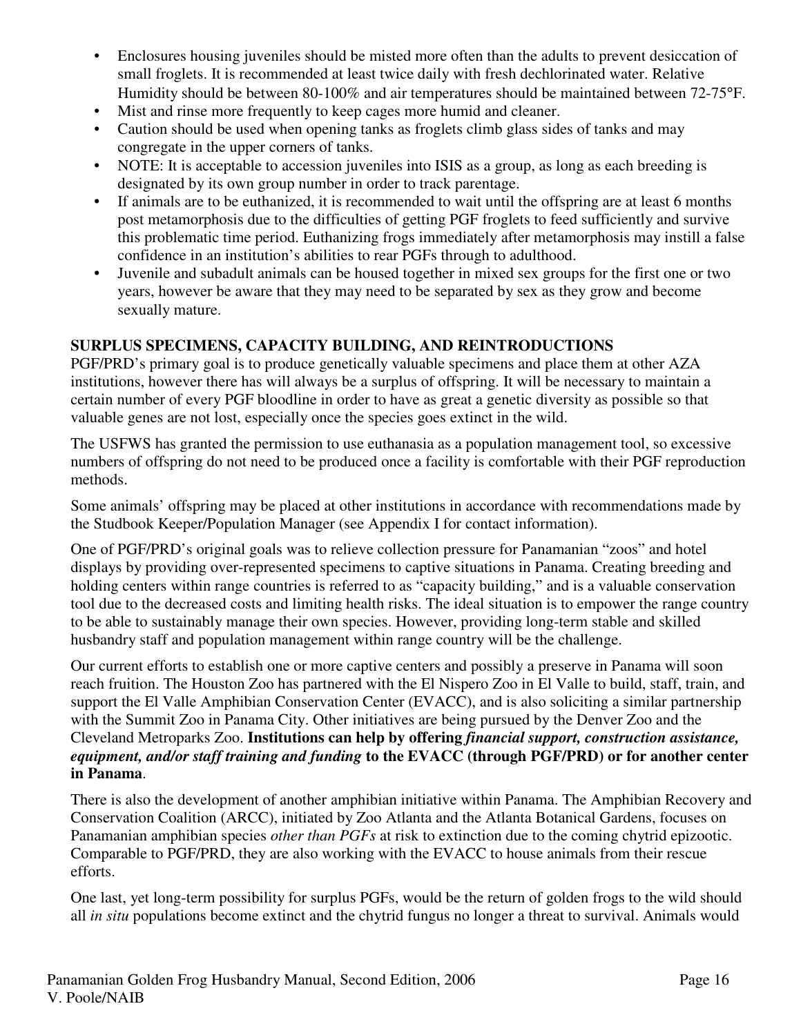- Enclosures housing juveniles should be misted more often than the adults to prevent desiccation of small froglets. It is recommended at least twice daily with fresh dechlorinated water. Relative Humidity should be between 80-100% and air temperatures should be maintained between 72-75°F.
- Mist and rinse more frequently to keep cages more humid and cleaner.
- Caution should be used when opening tanks as froglets climb glass sides of tanks and may congregate in the upper corners of tanks.
- NOTE: It is acceptable to accession juveniles into ISIS as a group, as long as each breeding is designated by its own group number in order to track parentage.
- If animals are to be euthanized, it is recommended to wait until the offspring are at least 6 months post metamorphosis due to the difficulties of getting PGF froglets to feed sufficiently and survive this problematic time period. Euthanizing frogs immediately after metamorphosis may instill a false confidence in an institution's abilities to rear PGFs through to adulthood.
- Juvenile and subadult animals can be housed together in mixed sex groups for the first one or two years, however be aware that they may need to be separated by sex as they grow and become sexually mature.

**SURPLUS SPECIMENS, CAPACITY BUILDING, AND REINTRODUCTIONS**

PGF/PRD's primary goal is to produce genetically valuable specimens and place them at other AZA institutions, however there has will always be a surplus of offspring. It will be necessary to maintain a certain number of every PGF bloodline in order to have as great a genetic diversity as possible so that valuable genes are not lost, especially once the species goes extinct in the wild.

The USFWS has granted the permission to use euthanasia as a population management tool, so excessive numbers of offspring do not need to be produced once a facility is comfortable with their PGF reproduction methods.

Some animals' offspring may be placed at other institutions in accordance with recommendations made by the Studbook Keeper/Population Manager (see Appendix I for contact information).

One of PGF/PRD's original goals was to relieve collection pressure for Panamanian "zoos" and hotel displays by providing over-represented specimens to captive situations in Panama. Creating breeding and holding centers within range countries is referred to as "capacity building," and is a valuable conservation tool due to the decreased costs and limiting health risks. The ideal situation is to empower the range country to be able to sustainably manage their own species. However, providing long-term stable and skilled husbandry staff and population management within range country will be the challenge.

Our current efforts to establish one or more captive centers and possibly a preserve in Panama will soon reach fruition. The Houston Zoo has partnered with the El Nispero Zoo in El Valle to build, staff, train, and support the El Valle Amphibian Conservation Center (EVACC), and is also soliciting a similar partnership with the Summit Zoo in Panama City. Other initiatives are being pursued by the Denver Zoo and the Cleveland Metroparks Zoo. **Institutions can help by offering *financial support, construction assistance, equipment, and/or staff training and funding* to the EVACC (through PGF/PRD) or for another center in Panama**.

There is also the development of another amphibian initiative within Panama. The Amphibian Recovery and Conservation Coalition (ARCC), initiated by Zoo Atlanta and the Atlanta Botanical Gardens, focuses on Panamanian amphibian species *other than PGFs* at risk to extinction due to the coming chytrid epizootic. Comparable to PGF/PRD, they are also working with the EVACC to house animals from their rescue efforts.

One last, yet long-term possibility for surplus PGFs, would be the return of golden frogs to the wild should all *in situ* populations become extinct and the chytrid fungus no longer a threat to survival. Animals would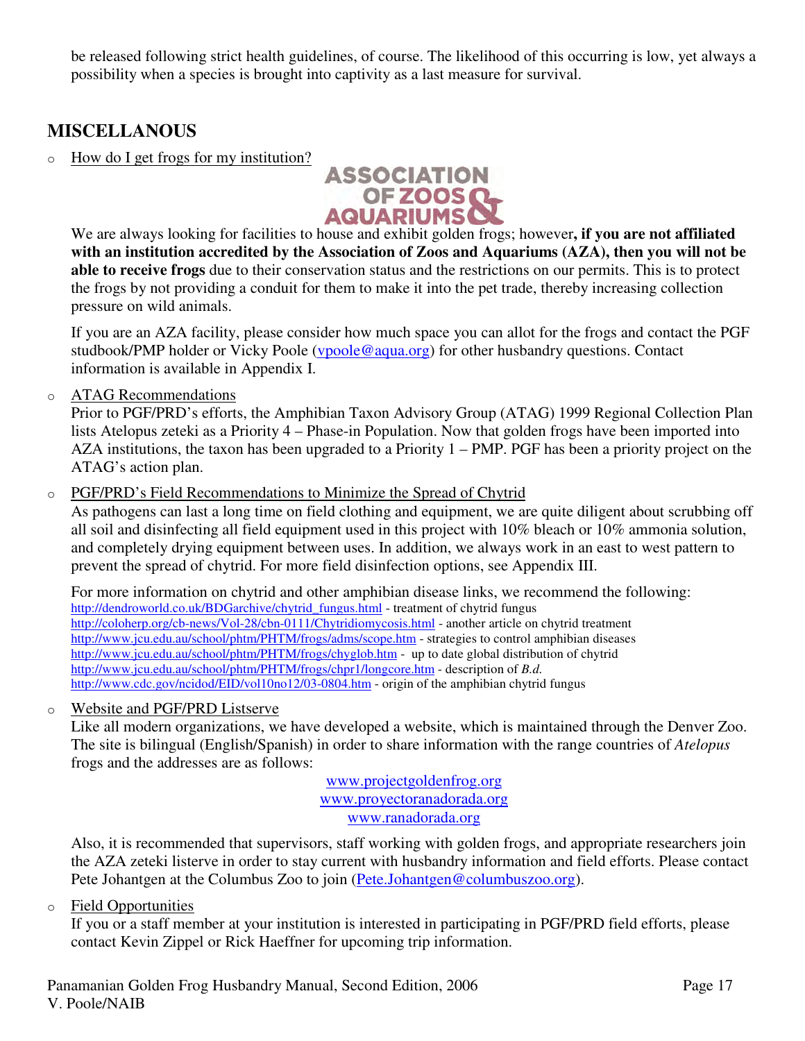be released following strict health guidelines, of course. The likelihood of this occurring is low, yet always a possibility when a species is brought into captivity as a last measure for survival.

## MISCELLANOUS

- How do I get frogs for my institution?

  ASSOCIATION OF ZOOS & AQUARIUMS

  We are always looking for facilities to house and exhibit golden frogs; however**, if you are not affiliated with an institution accredited by the Association of Zoos and Aquariums (AZA), then you will not be able to receive frogs** due to their conservation status and the restrictions on our permits. This is to protect the frogs by not providing a conduit for them to make it into the pet trade, thereby increasing collection pressure on wild animals.

  If you are an AZA facility, please consider how much space you can allot for the frogs and contact the PGF studbook/PMP holder or Vicky Poole (vpoole@aqua.org) for other husbandry questions. Contact information is available in Appendix I.

- ATAG Recommendations

  Prior to PGF/PRD's efforts, the Amphibian Taxon Advisory Group (ATAG) 1999 Regional Collection Plan lists Atelopus zeteki as a Priority 4 – Phase-in Population. Now that golden frogs have been imported into AZA institutions, the taxon has been upgraded to a Priority 1 – PMP. PGF has been a priority project on the ATAG's action plan.

- PGF/PRD's Field Recommendations to Minimize the Spread of Chytrid

  As pathogens can last a long time on field clothing and equipment, we are quite diligent about scrubbing off all soil and disinfecting all field equipment used in this project with 10% bleach or 10% ammonia solution, and completely drying equipment between uses. In addition, we always work in an east to west pattern to prevent the spread of chytrid. For more field disinfection options, see Appendix III.

  For more information on chytrid and other amphibian disease links, we recommend the following:
  http://dendroworld.co.uk/BDGarchive/chytrid_fungus.html - treatment of chytrid fungus
  http://coloherp.org/cb-news/Vol-28/cbn-0111/Chytridiomycosis.html - another article on chytrid treatment
  http://www.jcu.edu.au/school/phtm/PHTM/frogs/adms/scope.htm - strategies to control amphibian diseases
  http://www.jcu.edu.au/school/phtm/PHTM/frogs/chyglob.htm - up to date global distribution of chytrid
  http://www.jcu.edu.au/school/phtm/PHTM/frogs/chpr1/longcore.htm - description of *B.d.*
  http://www.cdc.gov/ncidod/EID/vol10no12/03-0804.htm - origin of the amphibian chytrid fungus

- Website and PGF/PRD Listserve

  Like all modern organizations, we have developed a website, which is maintained through the Denver Zoo. The site is bilingual (English/Spanish) in order to share information with the range countries of *Atelopus* frogs and the addresses are as follows:

  www.projectgoldenfrog.org
  www.proyectoranadorada.org
  www.ranadorada.org

  Also, it is recommended that supervisors, staff working with golden frogs, and appropriate researchers join the AZA zeteki listerve in order to stay current with husbandry information and field efforts. Please contact Pete Johantgen at the Columbus Zoo to join (Pete.Johantgen@columbuszoo.org).

- Field Opportunities

  If you or a staff member at your institution is interested in participating in PGF/PRD field efforts, please contact Kevin Zippel or Rick Haeffner for upcoming trip information.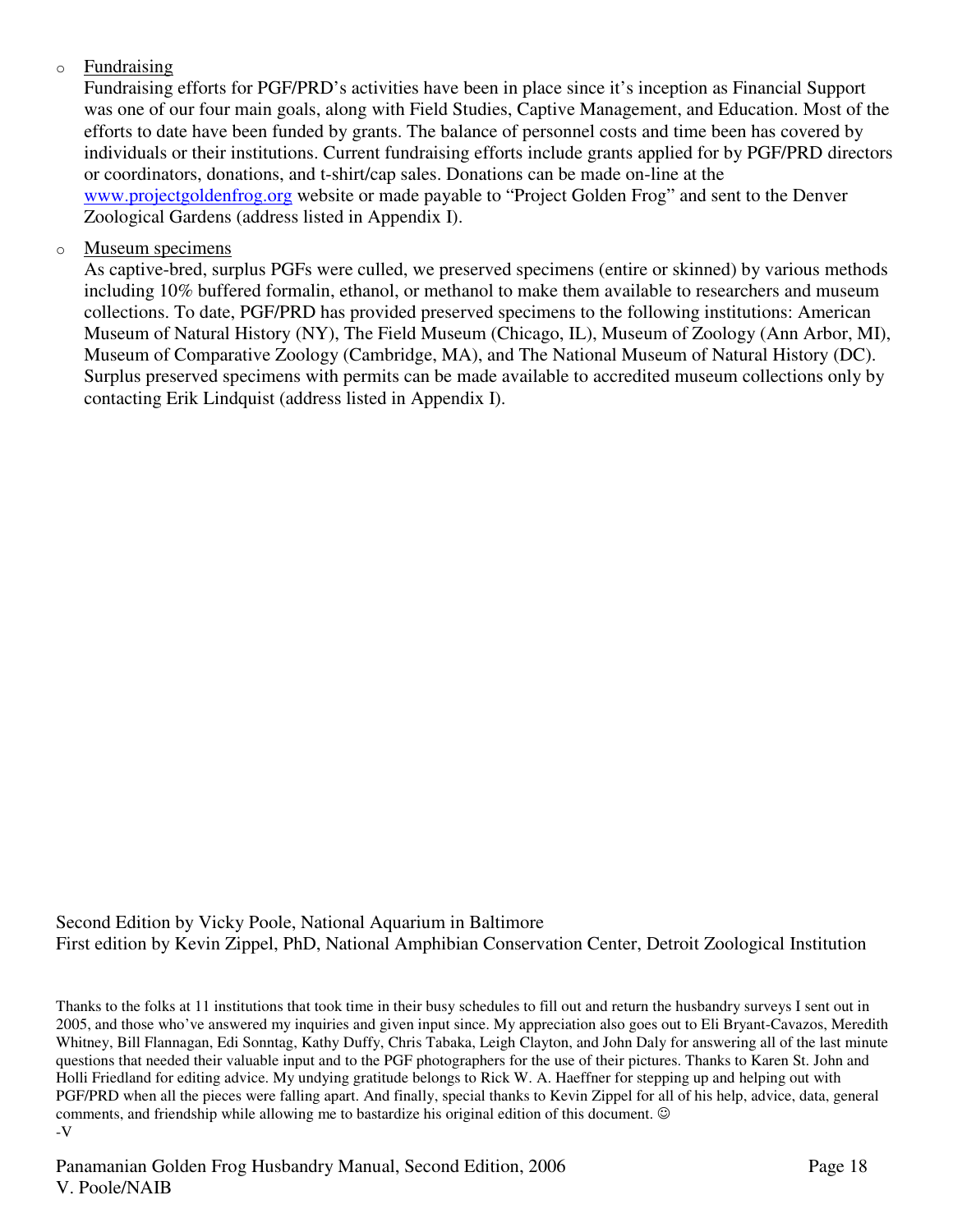- <u>Fundraising</u>

  Fundraising efforts for PGF/PRD's activities have been in place since it's inception as Financial Support was one of our four main goals, along with Field Studies, Captive Management, and Education. Most of the efforts to date have been funded by grants. The balance of personnel costs and time been has covered by individuals or their institutions. Current fundraising efforts include grants applied for by PGF/PRD directors or coordinators, donations, and t-shirt/cap sales. Donations can be made on-line at the [www.projectgoldenfrog.org](http://www.projectgoldenfrog.org) website or made payable to "Project Golden Frog" and sent to the Denver Zoological Gardens (address listed in Appendix I).

- <u>Museum specimens</u>

  As captive-bred, surplus PGFs were culled, we preserved specimens (entire or skinned) by various methods including 10% buffered formalin, ethanol, or methanol to make them available to researchers and museum collections. To date, PGF/PRD has provided preserved specimens to the following institutions: American Museum of Natural History (NY), The Field Museum (Chicago, IL), Museum of Zoology (Ann Arbor, MI), Museum of Comparative Zoology (Cambridge, MA), and The National Museum of Natural History (DC). Surplus preserved specimens with permits can be made available to accredited museum collections only by contacting Erik Lindquist (address listed in Appendix I).

Second Edition by Vicky Poole, National Aquarium in Baltimore
First edition by Kevin Zippel, PhD, National Amphibian Conservation Center, Detroit Zoological Institution

Thanks to the folks at 11 institutions that took time in their busy schedules to fill out and return the husbandry surveys I sent out in 2005, and those who've answered my inquiries and given input since. My appreciation also goes out to Eli Bryant-Cavazos, Meredith Whitney, Bill Flannagan, Edi Sonntag, Kathy Duffy, Chris Tabaka, Leigh Clayton, and John Daly for answering all of the last minute questions that needed their valuable input and to the PGF photographers for the use of their pictures. Thanks to Karen St. John and Holli Friedland for editing advice. My undying gratitude belongs to Rick W. A. Haeffner for stepping up and helping out with PGF/PRD when all the pieces were falling apart. And finally, special thanks to Kevin Zippel for all of his help, advice, data, general comments, and friendship while allowing me to bastardize his original edition of this document. ☺
-V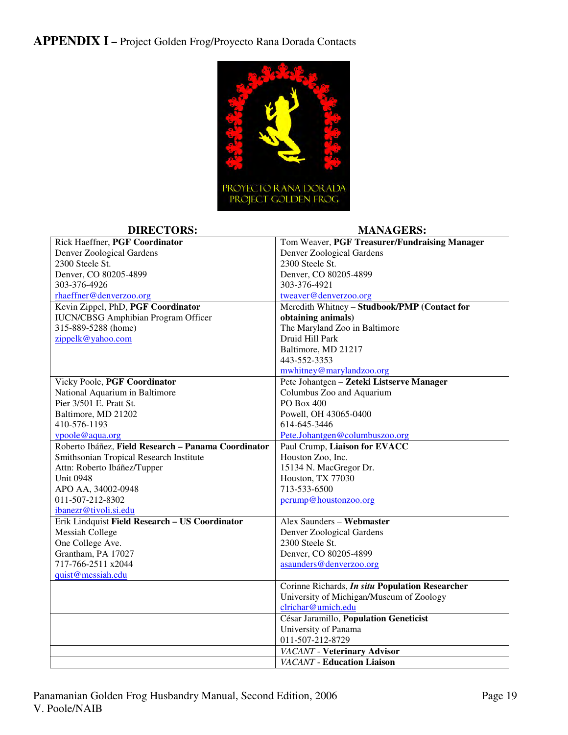# APPENDIX I – Project Golden Frog/Proyecto Rana Dorada Contacts

| DIRECTORS: | MANAGERS: |
|---|---|
| Rick Haeffner, **PGF Coordinator**<br>Denver Zoological Gardens<br>2300 Steele St.<br>Denver, CO 80205-4899<br>303-376-4926<br>rhaeffner@denverzoo.org | Tom Weaver, **PGF Treasurer/Fundraising Manager**<br>Denver Zoological Gardens<br>2300 Steele St.<br>Denver, CO 80205-4899<br>303-376-4921<br>tweaver@denverzoo.org |
| Kevin Zippel, PhD, **PGF Coordinator**<br>IUCN/CBSG Amphibian Program Officer<br>315-889-5288 (home)<br>zippelk@yahoo.com | Meredith Whitney – **Studbook/PMP (Contact for obtaining animals)**<br>The Maryland Zoo in Baltimore<br>Druid Hill Park<br>Baltimore, MD 21217<br>443-552-3353<br>mwhitney@marylandzoo.org |
| Vicky Poole, **PGF Coordinator**<br>National Aquarium in Baltimore<br>Pier 3/501 E. Pratt St.<br>Baltimore, MD 21202<br>410-576-1193<br>vpoole@aqua.org | Pete Johantgen – **Zeteki Listserve Manager**<br>Columbus Zoo and Aquarium<br>PO Box 400<br>Powell, OH 43065-0400<br>614-645-3446<br>Pete.Johantgen@columbuszoo.org |
| Roberto Ibáñez, **Field Research – Panama Coordinator**<br>Smithsonian Tropical Research Institute<br>Attn: Roberto Ibáñez/Tupper<br>Unit 0948<br>APO AA, 34002-0948<br>011-507-212-8302<br>ibanezr@tivoli.si.edu | Paul Crump, **Liaison for EVACC**<br>Houston Zoo, Inc.<br>15134 N. MacGregor Dr.<br>Houston, TX 77030<br>713-533-6500<br>pcrump@houstonzoo.org |
| Erik Lindquist **Field Research – US Coordinator**<br>Messiah College<br>One College Ave.<br>Grantham, PA 17027<br>717-766-2511 x2044<br>quist@messiah.edu | Alex Saunders – **Webmaster**<br>Denver Zoological Gardens<br>2300 Steele St.<br>Denver, CO 80205-4899<br>asaunders@denverzoo.org |
| | Corinne Richards, ***In situ* Population Researcher**<br>University of Michigan/Museum of Zoology<br>clrichar@umich.edu |
| | César Jaramillo, **Population Geneticist**<br>University of Panama<br>011-507-212-8729 |
| | *VACANT* - **Veterinary Advisor** |
| | *VACANT* - **Education Liaison** |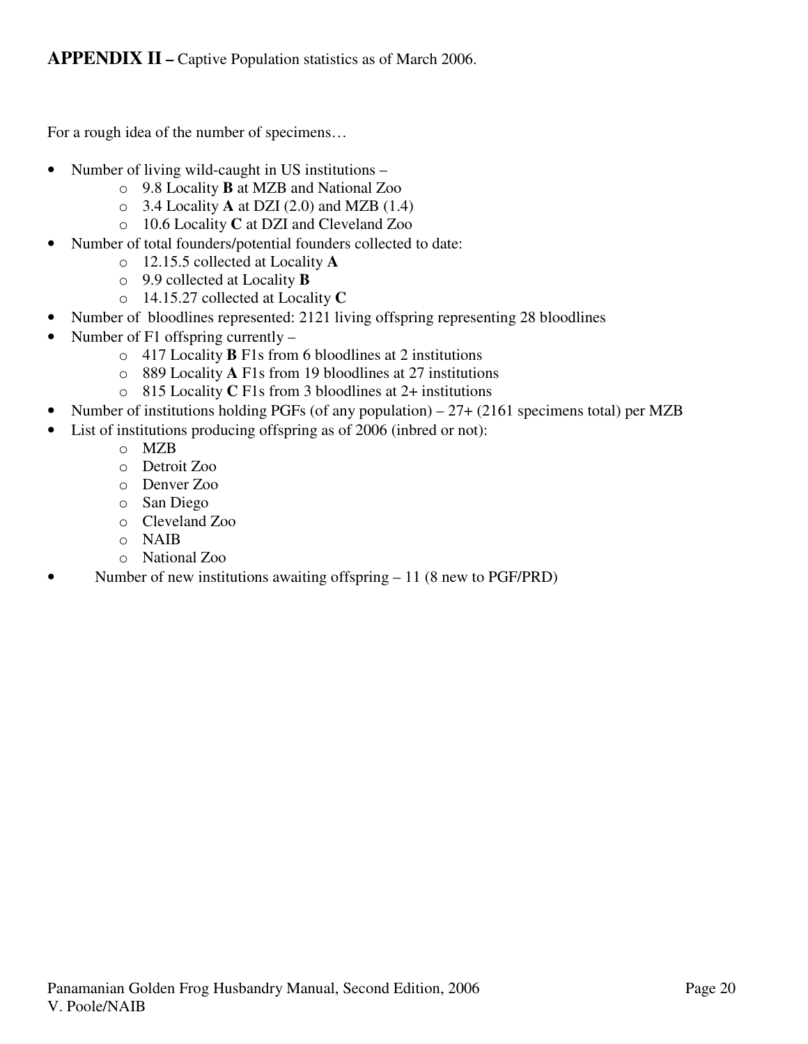**APPENDIX II –** Captive Population statistics as of March 2006.

For a rough idea of the number of specimens…

- Number of living wild-caught in US institutions –
  - 9.8 Locality **B** at MZB and National Zoo
  - 3.4 Locality **A** at DZI (2.0) and MZB (1.4)
  - 10.6 Locality **C** at DZI and Cleveland Zoo
- Number of total founders/potential founders collected to date:
  - 12.15.5 collected at Locality **A**
  - 9.9 collected at Locality **B**
  - 14.15.27 collected at Locality **C**
- Number of bloodlines represented: 2121 living offspring representing 28 bloodlines
- Number of F1 offspring currently –
  - 417 Locality **B** F1s from 6 bloodlines at 2 institutions
  - 889 Locality **A** F1s from 19 bloodlines at 27 institutions
  - 815 Locality **C** F1s from 3 bloodlines at 2+ institutions
- Number of institutions holding PGFs (of any population) – 27+ (2161 specimens total) per MZB
- List of institutions producing offspring as of 2006 (inbred or not):
  - MZB
  - Detroit Zoo
  - Denver Zoo
  - San Diego
  - Cleveland Zoo
  - NAIB
  - National Zoo
- Number of new institutions awaiting offspring – 11 (8 new to PGF/PRD)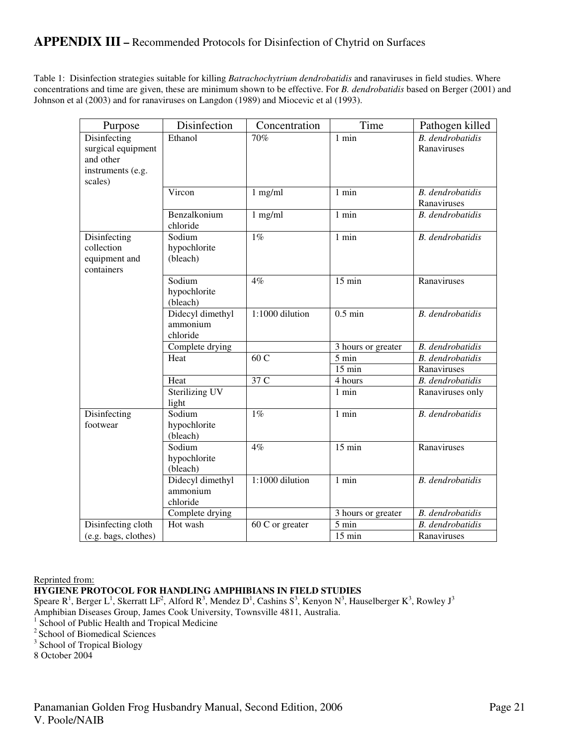# **APPENDIX III –** Recommended Protocols for Disinfection of Chytrid on Surfaces

Table 1: Disinfection strategies suitable for killing *Batrachochytrium dendrobatidis* and ranaviruses in field studies. Where concentrations and time are given, these are minimum shown to be effective. For *B. dendrobatidis* based on Berger (2001) and Johnson et al (2003) and for ranaviruses on Langdon (1989) and Miocevic et al (1993).

| Purpose | Disinfection | Concentration | Time | Pathogen killed |
|---|---|---|---|---|
| Disinfecting surgical equipment and other instruments (e.g. scales) | Ethanol | 70% | 1 min | *B. dendrobatidis* Ranaviruses |
| | Vircon | 1 mg/ml | 1 min | *B. dendrobatidis* Ranaviruses |
| | Benzalkonium chloride | 1 mg/ml | 1 min | *B. dendrobatidis* |
| Disinfecting collection equipment and containers | Sodium hypochlorite (bleach) | 1% | 1 min | *B. dendrobatidis* |
| | Sodium hypochlorite (bleach) | 4% | 15 min | Ranaviruses |
| | Didecyl dimethyl ammonium chloride | 1:1000 dilution | 0.5 min | *B. dendrobatidis* |
| | Complete drying | | 3 hours or greater | *B. dendrobatidis* |
| | Heat | 60 C | 5 min | *B. dendrobatidis* |
| | | | 15 min | Ranaviruses |
| | Heat | 37 C | 4 hours | *B. dendrobatidis* |
| | Sterilizing UV light | | 1 min | Ranaviruses only |
| Disinfecting footwear | Sodium hypochlorite (bleach) | 1% | 1 min | *B. dendrobatidis* |
| | Sodium hypochlorite (bleach) | 4% | 15 min | Ranaviruses |
| | Didecyl dimethyl ammonium chloride | 1:1000 dilution | 1 min | *B. dendrobatidis* |
| | Complete drying | | 3 hours or greater | *B. dendrobatidis* |
| Disinfecting cloth (e.g. bags, clothes) | Hot wash | 60 C or greater | 5 min | *B. dendrobatidis* |
| | | | 15 min | Ranaviruses |

Reprinted from:

**HYGIENE PROTOCOL FOR HANDLING AMPHIBIANS IN FIELD STUDIES**

Speare R[1], Berger L[1], Skerratt LF[2], Alford R[3], Mendez D[1], Cashins S[3], Kenyon N[3], Hauselberger K[3], Rowley J[3]

Amphibian Diseases Group, James Cook University, Townsville 4811, Australia.

[1] School of Public Health and Tropical Medicine

[2] School of Biomedical Sciences

[3] School of Tropical Biology

8 October 2004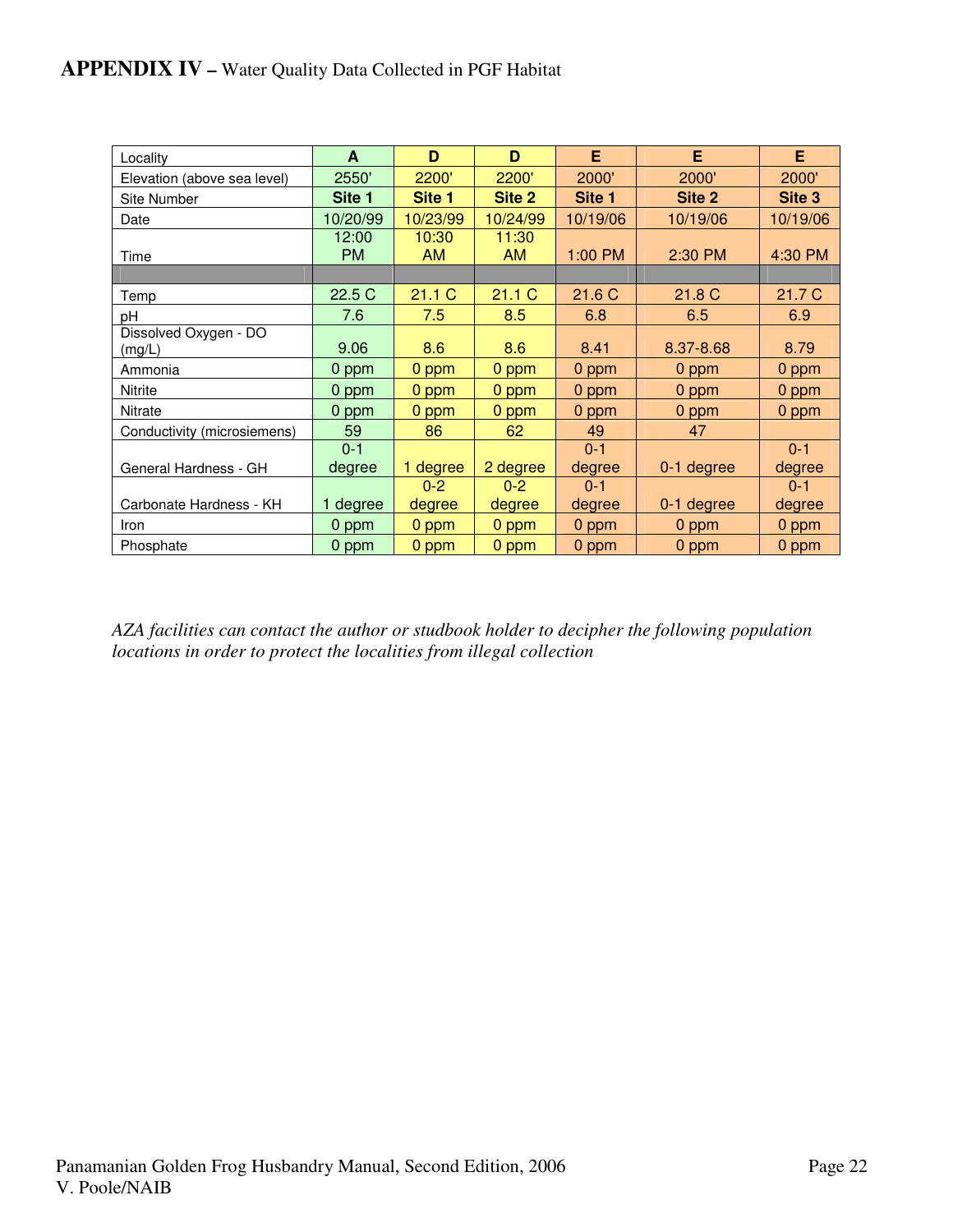## APPENDIX IV – Water Quality Data Collected in PGF Habitat

| Locality | A | D | D | E | E | E |
|---|---|---|---|---|---|---|
| Elevation (above sea level) | 2550' | 2200' | 2200' | 2000' | 2000' | 2000' |
| Site Number | **Site 1** | **Site 1** | **Site 2** | **Site 1** | **Site 2** | **Site 3** |
| Date | 10/20/99 | 10/23/99 | 10/24/99 | 10/19/06 | 10/19/06 | 10/19/06 |
| Time | 12:00 PM | 10:30 AM | 11:30 AM | 1:00 PM | 2:30 PM | 4:30 PM |
| | | | | | | |
| Temp | 22.5 C | 21.1 C | 21.1 C | 21.6 C | 21.8 C | 21.7 C |
| pH | 7.6 | 7.5 | 8.5 | 6.8 | 6.5 | 6.9 |
| Dissolved Oxygen - DO (mg/L) | 9.06 | 8.6 | 8.6 | 8.41 | 8.37-8.68 | 8.79 |
| Ammonia | 0 ppm | 0 ppm | 0 ppm | 0 ppm | 0 ppm | 0 ppm |
| Nitrite | 0 ppm | 0 ppm | 0 ppm | 0 ppm | 0 ppm | 0 ppm |
| Nitrate | 0 ppm | 0 ppm | 0 ppm | 0 ppm | 0 ppm | 0 ppm |
| Conductivity (microsiemens) | 59 | 86 | 62 | 49 | 47 | |
| General Hardness - GH | 0-1 degree | 1 degree | 2 degree | 0-1 degree | 0-1 degree | 0-1 degree |
| Carbonate Hardness - KH | 1 degree | 0-2 degree | 0-2 degree | 0-1 degree | 0-1 degree | 0-1 degree |
| Iron | 0 ppm | 0 ppm | 0 ppm | 0 ppm | 0 ppm | 0 ppm |
| Phosphate | 0 ppm | 0 ppm | 0 ppm | 0 ppm | 0 ppm | 0 ppm |

*AZA facilities can contact the author or studbook holder to decipher the following population locations in order to protect the localities from illegal collection*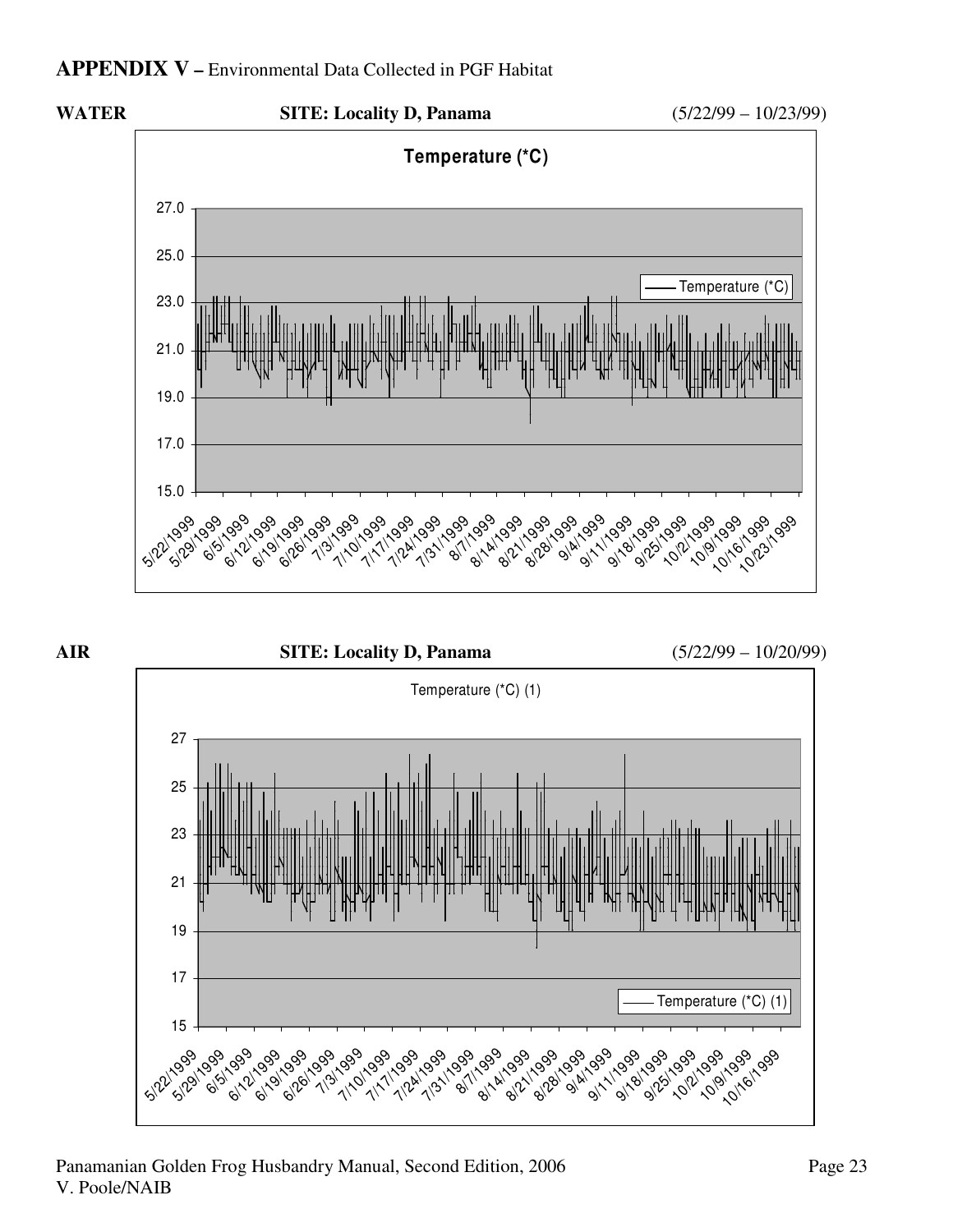## APPENDIX V – Environmental Data Collected in PGF Habitat

**WATER** **SITE: Locality D, Panama** (5/22/99 – 10/23/99)

**Temperature (*C)**

**AIR** **SITE: Locality D, Panama** (5/22/99 – 10/20/99)

Temperature (*C) (1)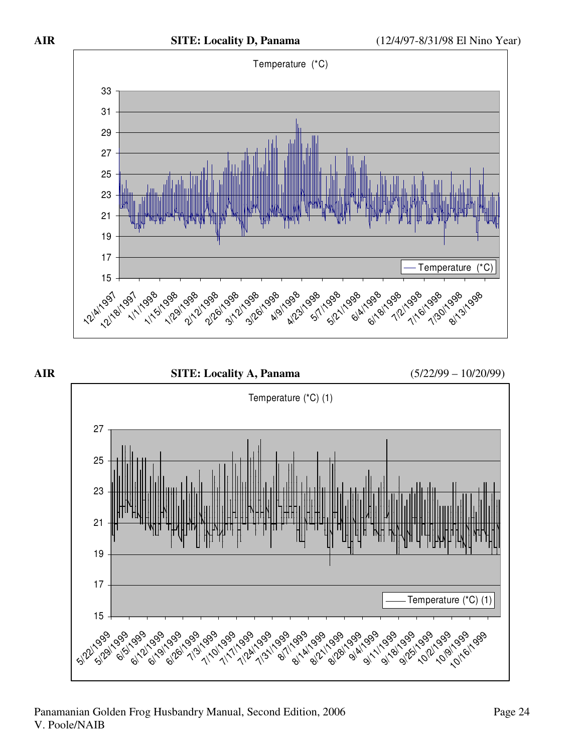**AIR** **SITE: Locality D, Panama** (12/4/97-8/31/98 El Nino Year)

Temperature (*C)

**AIR** **SITE: Locality A, Panama** (5/22/99 – 10/20/99)

Temperature (*C) (1)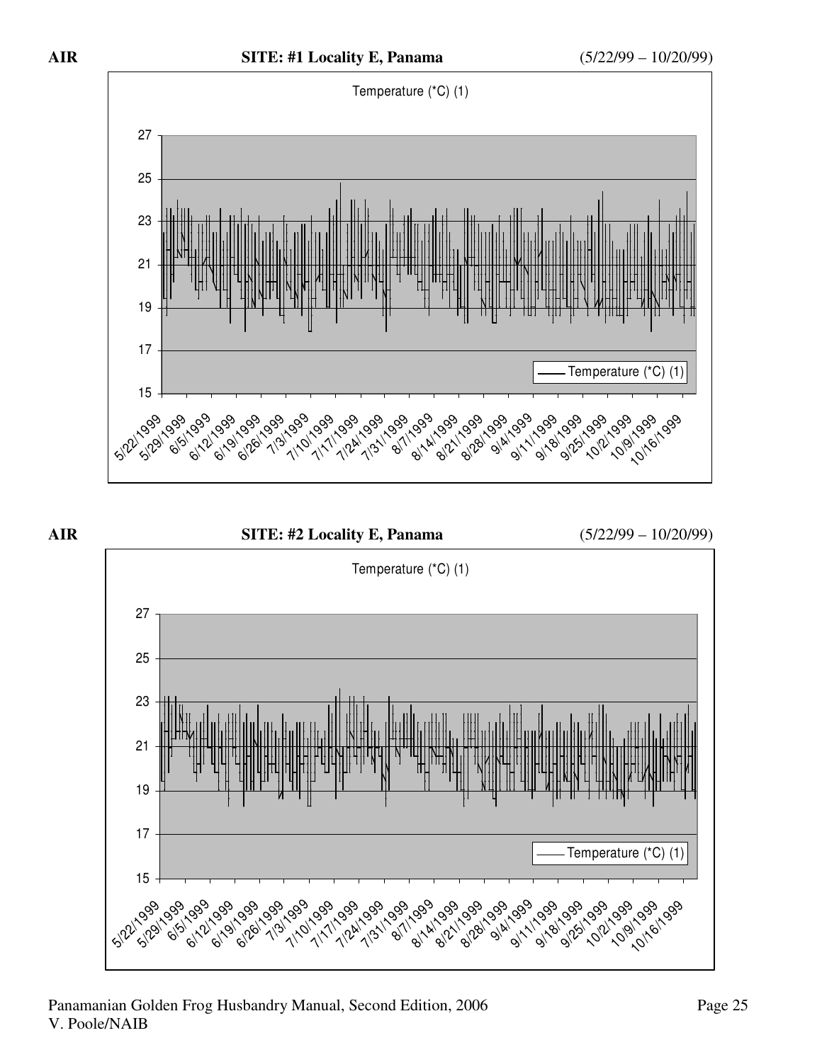**AIR** **SITE: #1 Locality E, Panama** (5/22/99 – 10/20/99)

Temperature (*C) (1)

**AIR** **SITE: #2 Locality E, Panama** (5/22/99 – 10/20/99)

Temperature (*C) (1)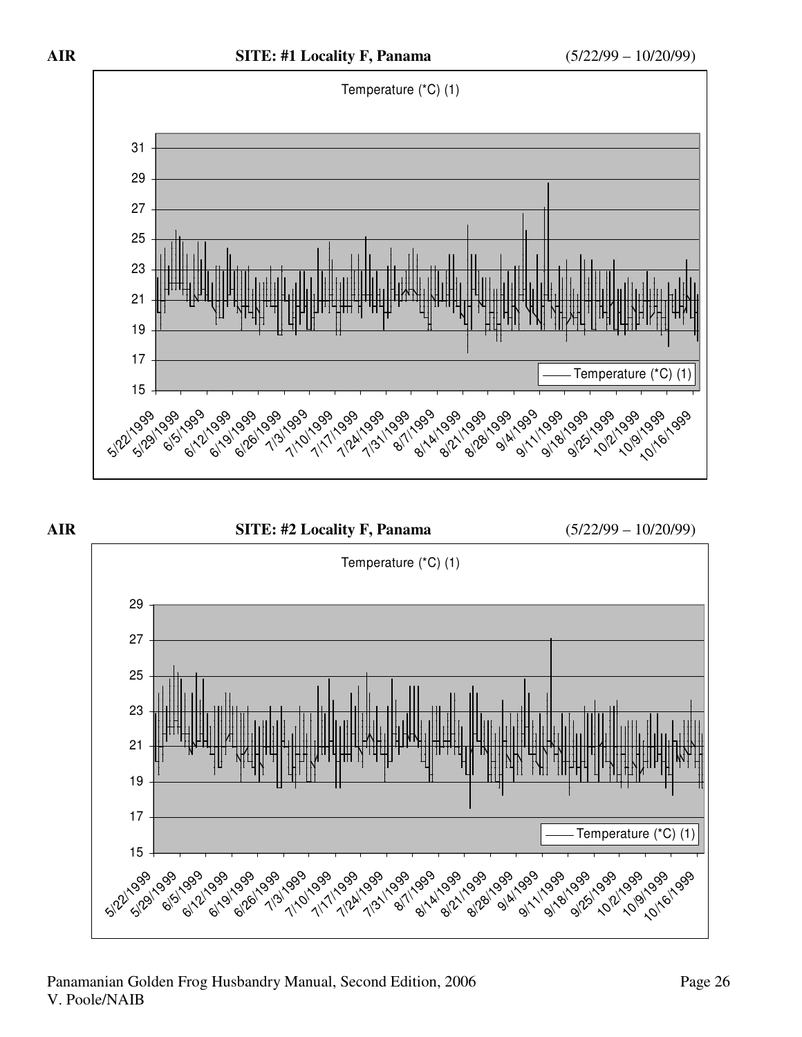**AIR** **SITE: #1 Locality F, Panama** (5/22/99 – 10/20/99)

Temperature (*C) (1)

**AIR** **SITE: #2 Locality F, Panama** (5/22/99 – 10/20/99)

Temperature (*C) (1)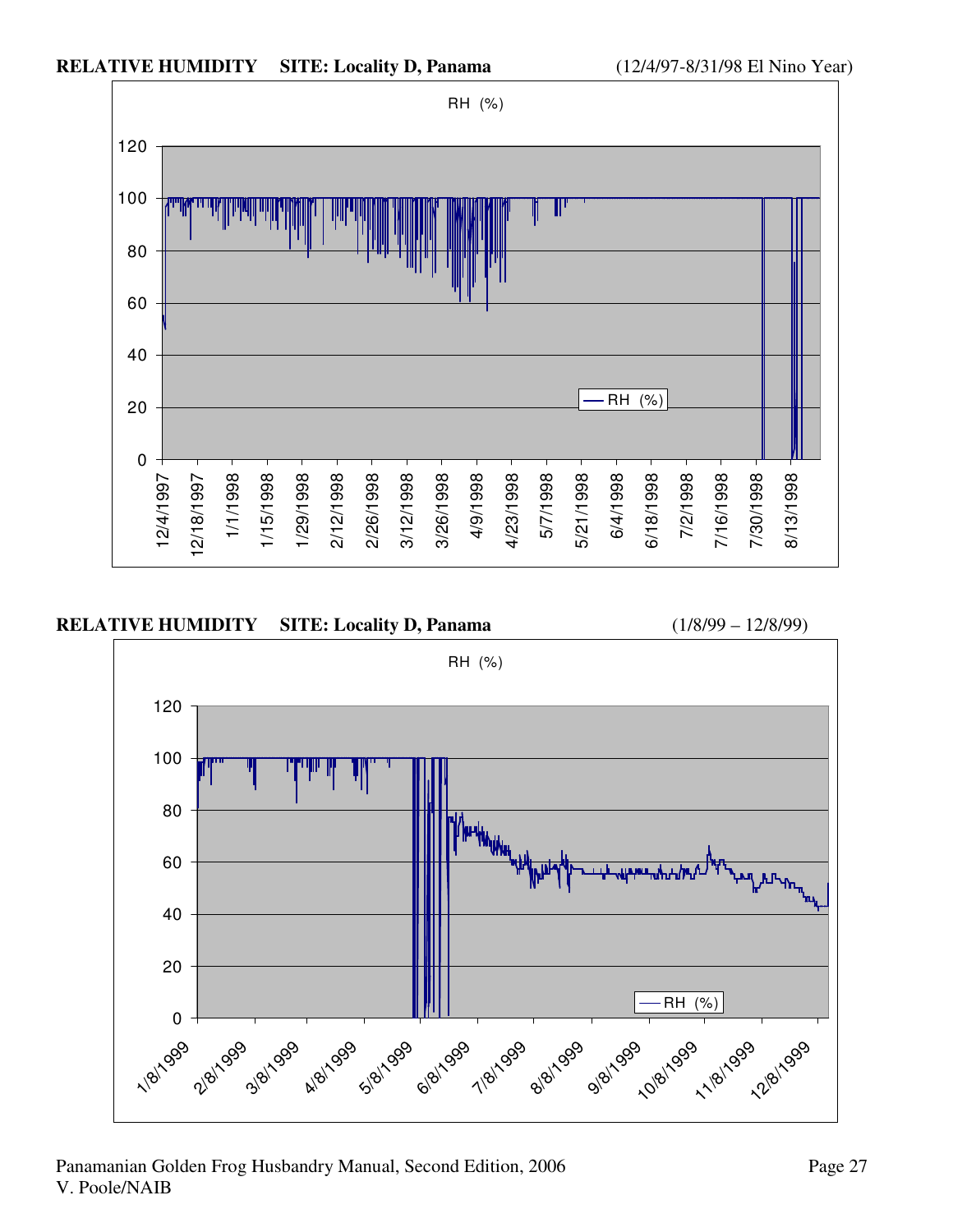**RELATIVE HUMIDITY SITE: Locality D, Panama** (12/4/97-8/31/98 El Nino Year)

RH (%)

**RELATIVE HUMIDITY SITE: Locality D, Panama** (1/8/99 – 12/8/99)

RH (%)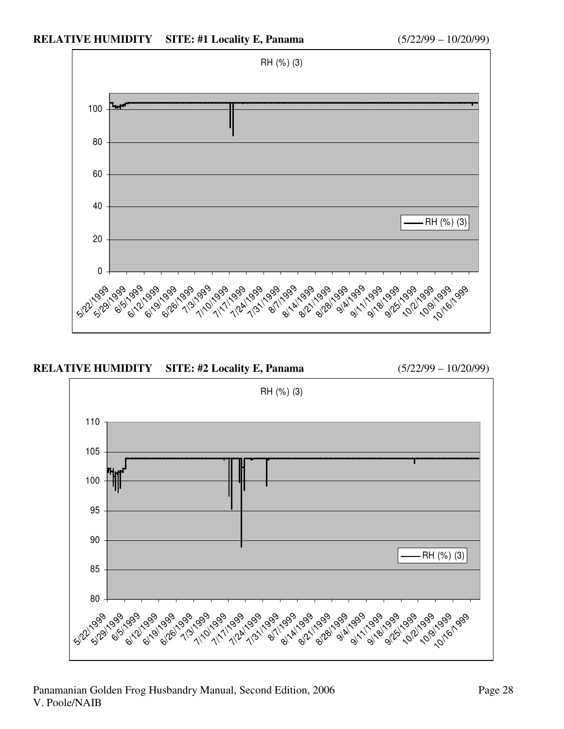**RELATIVE HUMIDITY SITE: #1 Locality E, Panama** (5/22/99 – 10/20/99)

RH (%) (3)

**RELATIVE HUMIDITY SITE: #2 Locality E, Panama** (5/22/99 – 10/20/99)

RH (%) (3)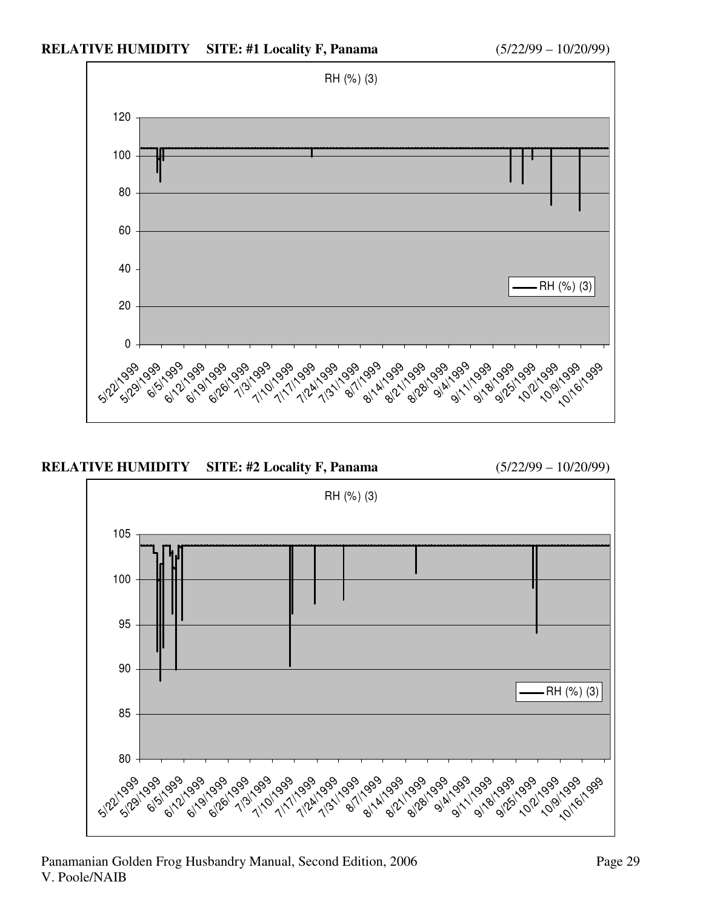**RELATIVE HUMIDITY SITE: #1 Locality F, Panama** (5/22/99 – 10/20/99)

RH (%) (3)

120
100
80
60
40
20
0

RH (%) (3)

5/22/1999 5/29/1999 6/5/1999 6/12/1999 6/19/1999 6/26/1999 7/3/1999 7/10/1999 7/17/1999 7/24/1999 7/31/1999 8/7/1999 8/14/1999 8/21/1999 8/28/1999 9/4/1999 9/11/1999 9/18/1999 9/25/1999 10/2/1999 10/9/1999 10/16/1999

**RELATIVE HUMIDITY SITE: #2 Locality F, Panama** (5/22/99 – 10/20/99)

RH (%) (3)

105
100
95
90
85
80

RH (%) (3)

5/22/1999 5/29/1999 6/5/1999 6/12/1999 6/19/1999 6/26/1999 7/3/1999 7/10/1999 7/17/1999 7/24/1999 7/31/1999 8/7/1999 8/14/1999 8/21/1999 8/28/1999 9/4/1999 9/11/1999 9/18/1999 9/25/1999 10/2/1999 10/9/1999 10/16/1999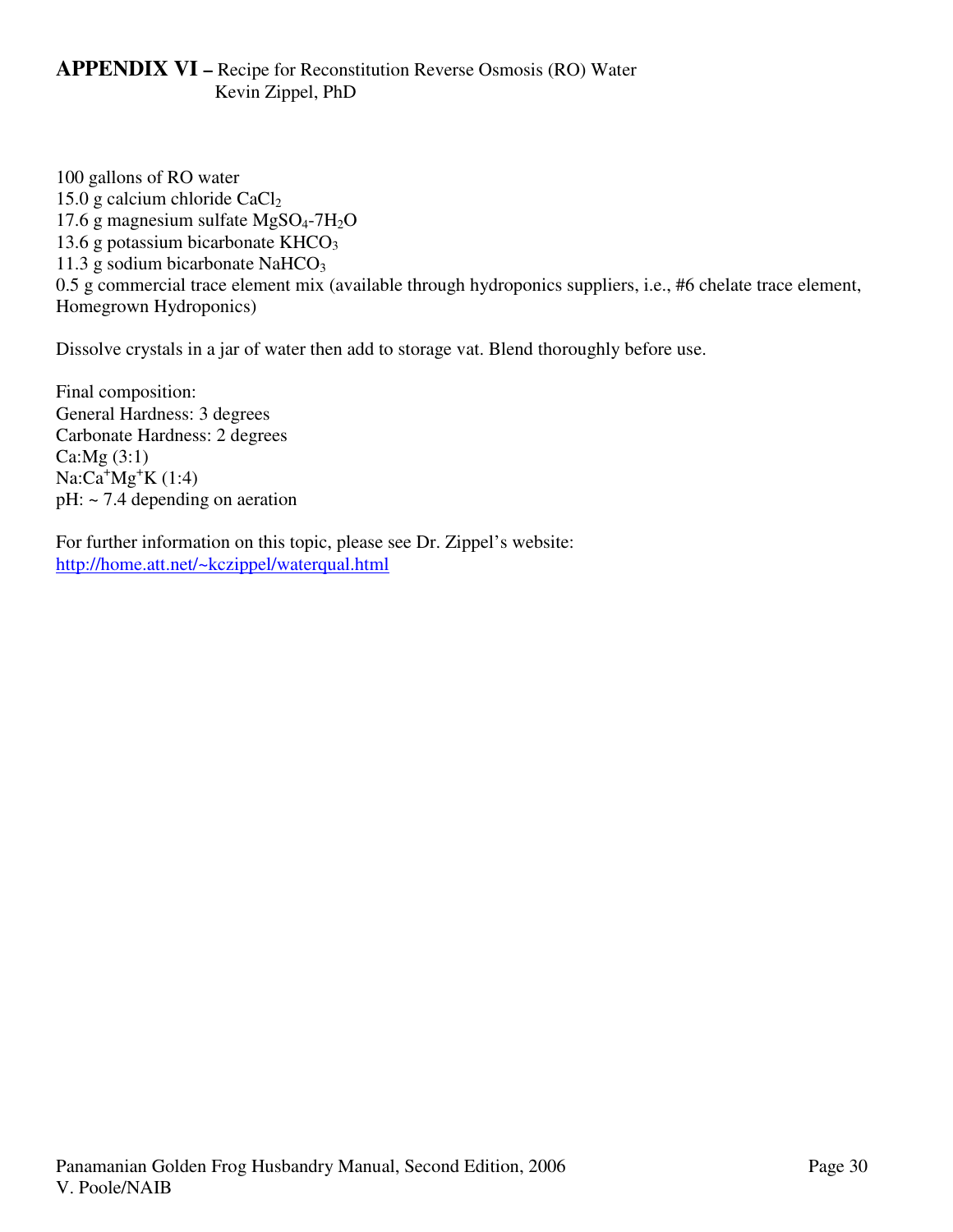## APPENDIX VI – Recipe for Reconstitution Reverse Osmosis (RO) Water
Kevin Zippel, PhD

100 gallons of RO water
15.0 g calcium chloride $CaCl_2$
17.6 g magnesium sulfate $MgSO_4$-$7H_2O$
13.6 g potassium bicarbonate $KHCO_3$
11.3 g sodium bicarbonate $NaHCO_3$
0.5 g commercial trace element mix (available through hydroponics suppliers, i.e., #6 chelate trace element, Homegrown Hydroponics)

Dissolve crystals in a jar of water then add to storage vat. Blend thoroughly before use.

Final composition:
General Hardness: 3 degrees
Carbonate Hardness: 2 degrees
Ca:Mg (3:1)
$Na:Ca^{+}Mg^{+}K$ (1:4)
pH: ~ 7.4 depending on aeration

For further information on this topic, please see Dr. Zippel's website:
http://home.att.net/~kczippel/waterqual.html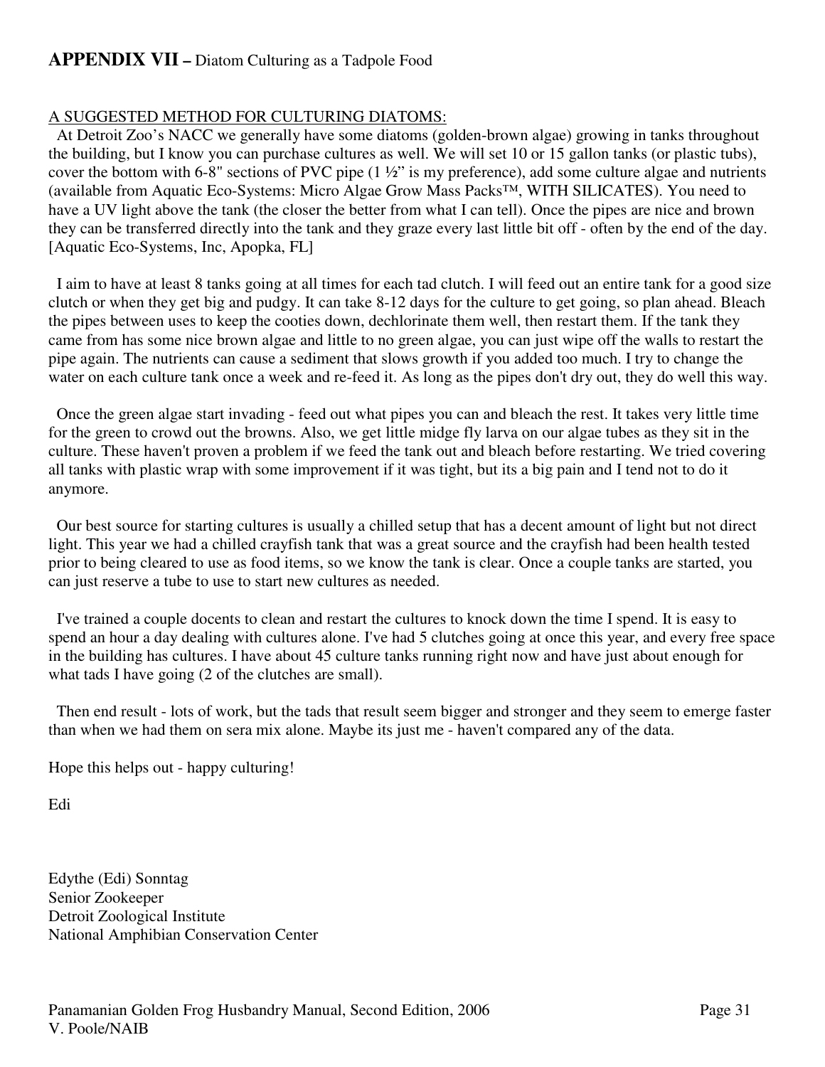## **APPENDIX VII –** Diatom Culturing as a Tadpole Food

A SUGGESTED METHOD FOR CULTURING DIATOMS:

At Detroit Zoo's NACC we generally have some diatoms (golden-brown algae) growing in tanks throughout the building, but I know you can purchase cultures as well. We will set 10 or 15 gallon tanks (or plastic tubs), cover the bottom with 6-8" sections of PVC pipe (1 ½" is my preference), add some culture algae and nutrients (available from Aquatic Eco-Systems: Micro Algae Grow Mass Packs™, WITH SILICATES). You need to have a UV light above the tank (the closer the better from what I can tell). Once the pipes are nice and brown they can be transferred directly into the tank and they graze every last little bit off - often by the end of the day. [Aquatic Eco-Systems, Inc, Apopka, FL]

I aim to have at least 8 tanks going at all times for each tad clutch. I will feed out an entire tank for a good size clutch or when they get big and pudgy. It can take 8-12 days for the culture to get going, so plan ahead. Bleach the pipes between uses to keep the cooties down, dechlorinate them well, then restart them. If the tank they came from has some nice brown algae and little to no green algae, you can just wipe off the walls to restart the pipe again. The nutrients can cause a sediment that slows growth if you added too much. I try to change the water on each culture tank once a week and re-feed it. As long as the pipes don't dry out, they do well this way.

Once the green algae start invading - feed out what pipes you can and bleach the rest. It takes very little time for the green to crowd out the browns. Also, we get little midge fly larva on our algae tubes as they sit in the culture. These haven't proven a problem if we feed the tank out and bleach before restarting. We tried covering all tanks with plastic wrap with some improvement if it was tight, but its a big pain and I tend not to do it anymore.

Our best source for starting cultures is usually a chilled setup that has a decent amount of light but not direct light. This year we had a chilled crayfish tank that was a great source and the crayfish had been health tested prior to being cleared to use as food items, so we know the tank is clear. Once a couple tanks are started, you can just reserve a tube to use to start new cultures as needed.

I've trained a couple docents to clean and restart the cultures to knock down the time I spend. It is easy to spend an hour a day dealing with cultures alone. I've had 5 clutches going at once this year, and every free space in the building has cultures. I have about 45 culture tanks running right now and have just about enough for what tads I have going (2 of the clutches are small).

Then end result - lots of work, but the tads that result seem bigger and stronger and they seem to emerge faster than when we had them on sera mix alone. Maybe its just me - haven't compared any of the data.

Hope this helps out - happy culturing!

Edi

Edythe (Edi) Sonntag
Senior Zookeeper
Detroit Zoological Institute
National Amphibian Conservation Center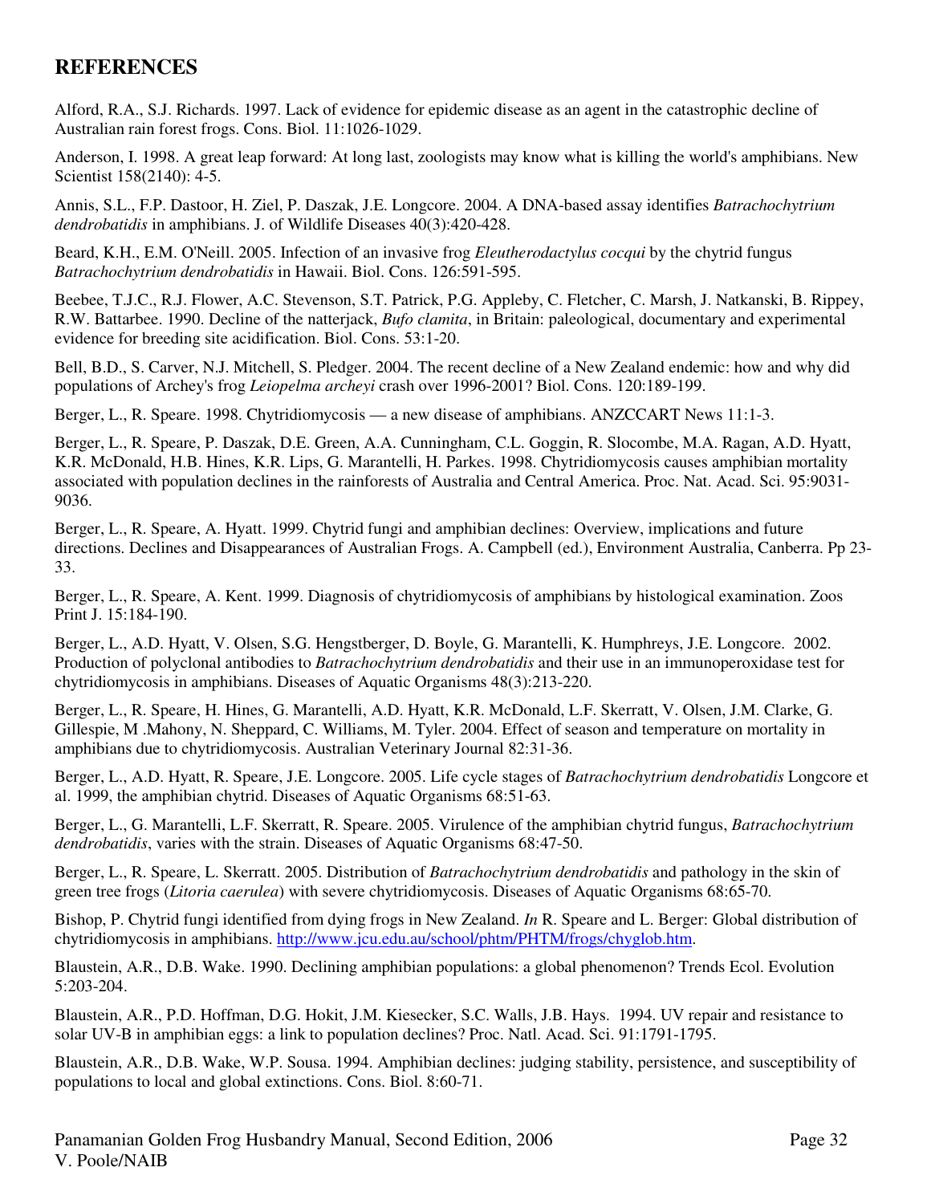## REFERENCES

Alford, R.A., S.J. Richards. 1997. Lack of evidence for epidemic disease as an agent in the catastrophic decline of Australian rain forest frogs. Cons. Biol. 11:1026-1029.

Anderson, I. 1998. A great leap forward: At long last, zoologists may know what is killing the world's amphibians. New Scientist 158(2140): 4-5.

Annis, S.L., F.P. Dastoor, H. Ziel, P. Daszak, J.E. Longcore. 2004. A DNA-based assay identifies *Batrachochytrium dendrobatidis* in amphibians. J. of Wildlife Diseases 40(3):420-428.

Beard, K.H., E.M. O'Neill. 2005. Infection of an invasive frog *Eleutherodactylus cocqui* by the chytrid fungus *Batrachochytrium dendrobatidis* in Hawaii. Biol. Cons. 126:591-595.

Beebee, T.J.C., R.J. Flower, A.C. Stevenson, S.T. Patrick, P.G. Appleby, C. Fletcher, C. Marsh, J. Natkanski, B. Rippey, R.W. Battarbee. 1990. Decline of the natterjack, *Bufo clamita*, in Britain: paleological, documentary and experimental evidence for breeding site acidification. Biol. Cons. 53:1-20.

Bell, B.D., S. Carver, N.J. Mitchell, S. Pledger. 2004. The recent decline of a New Zealand endemic: how and why did populations of Archey's frog *Leiopelma archeyi* crash over 1996-2001? Biol. Cons. 120:189-199.

Berger, L., R. Speare. 1998. Chytridiomycosis — a new disease of amphibians. ANZCCART News 11:1-3.

Berger, L., R. Speare, P. Daszak, D.E. Green, A.A. Cunningham, C.L. Goggin, R. Slocombe, M.A. Ragan, A.D. Hyatt, K.R. McDonald, H.B. Hines, K.R. Lips, G. Marantelli, H. Parkes. 1998. Chytridiomycosis causes amphibian mortality associated with population declines in the rainforests of Australia and Central America. Proc. Nat. Acad. Sci. 95:9031-9036.

Berger, L., R. Speare, A. Hyatt. 1999. Chytrid fungi and amphibian declines: Overview, implications and future directions. Declines and Disappearances of Australian Frogs. A. Campbell (ed.), Environment Australia, Canberra. Pp 23-33.

Berger, L., R. Speare, A. Kent. 1999. Diagnosis of chytridiomycosis of amphibians by histological examination. Zoos Print J. 15:184-190.

Berger, L., A.D. Hyatt, V. Olsen, S.G. Hengstberger, D. Boyle, G. Marantelli, K. Humphreys, J.E. Longcore. 2002. Production of polyclonal antibodies to *Batrachochytrium dendrobatidis* and their use in an immunoperoxidase test for chytridiomycosis in amphibians. Diseases of Aquatic Organisms 48(3):213-220.

Berger, L., R. Speare, H. Hines, G. Marantelli, A.D. Hyatt, K.R. McDonald, L.F. Skerratt, V. Olsen, J.M. Clarke, G. Gillespie, M .Mahony, N. Sheppard, C. Williams, M. Tyler. 2004. Effect of season and temperature on mortality in amphibians due to chytridiomycosis. Australian Veterinary Journal 82:31-36.

Berger, L., A.D. Hyatt, R. Speare, J.E. Longcore. 2005. Life cycle stages of *Batrachochytrium dendrobatidis* Longcore et al. 1999, the amphibian chytrid. Diseases of Aquatic Organisms 68:51-63.

Berger, L., G. Marantelli, L.F. Skerratt, R. Speare. 2005. Virulence of the amphibian chytrid fungus, *Batrachochytrium dendrobatidis*, varies with the strain. Diseases of Aquatic Organisms 68:47-50.

Berger, L., R. Speare, L. Skerratt. 2005. Distribution of *Batrachochytrium dendrobatidis* and pathology in the skin of green tree frogs (*Litoria caerulea*) with severe chytridiomycosis. Diseases of Aquatic Organisms 68:65-70.

Bishop, P. Chytrid fungi identified from dying frogs in New Zealand. *In* R. Speare and L. Berger: Global distribution of chytridiomycosis in amphibians. http://www.jcu.edu.au/school/phtm/PHTM/frogs/chyglob.htm.

Blaustein, A.R., D.B. Wake. 1990. Declining amphibian populations: a global phenomenon? Trends Ecol. Evolution 5:203-204.

Blaustein, A.R., P.D. Hoffman, D.G. Hokit, J.M. Kiesecker, S.C. Walls, J.B. Hays. 1994. UV repair and resistance to solar UV-B in amphibian eggs: a link to population declines? Proc. Natl. Acad. Sci. 91:1791-1795.

Blaustein, A.R., D.B. Wake, W.P. Sousa. 1994. Amphibian declines: judging stability, persistence, and susceptibility of populations to local and global extinctions. Cons. Biol. 8:60-71.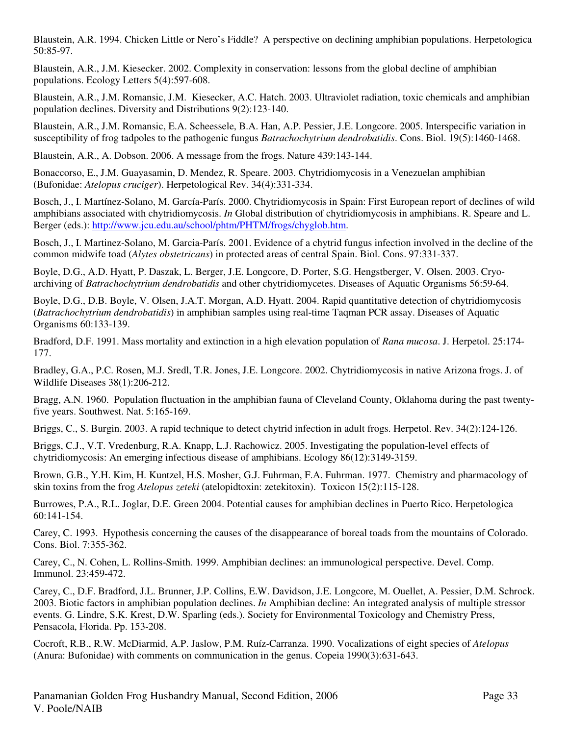Blaustein, A.R. 1994. Chicken Little or Nero's Fiddle? A perspective on declining amphibian populations. Herpetologica 50:85-97.

Blaustein, A.R., J.M. Kiesecker. 2002. Complexity in conservation: lessons from the global decline of amphibian populations. Ecology Letters 5(4):597-608.

Blaustein, A.R., J.M. Romansic, J.M. Kiesecker, A.C. Hatch. 2003. Ultraviolet radiation, toxic chemicals and amphibian population declines. Diversity and Distributions 9(2):123-140.

Blaustein, A.R., J.M. Romansic, E.A. Scheessele, B.A. Han, A.P. Pessier, J.E. Longcore. 2005. Interspecific variation in susceptibility of frog tadpoles to the pathogenic fungus *Batrachochytrium dendrobatidis*. Cons. Biol. 19(5):1460-1468.

Blaustein, A.R., A. Dobson. 2006. A message from the frogs. Nature 439:143-144.

Bonaccorso, E., J.M. Guayasamin, D. Mendez, R. Speare. 2003. Chytridiomycosis in a Venezuelan amphibian (Bufonidae: *Atelopus cruciger*). Herpetological Rev. 34(4):331-334.

Bosch, J., I. Martínez-Solano, M. García-París. 2000. Chytridiomycosis in Spain: First European report of declines of wild amphibians associated with chytridiomycosis. *In* Global distribution of chytridiomycosis in amphibians. R. Speare and L. Berger (eds.): http://www.jcu.edu.au/school/phtm/PHTM/frogs/chyglob.htm.

Bosch, J., I. Martinez-Solano, M. Garcia-París. 2001. Evidence of a chytrid fungus infection involved in the decline of the common midwife toad (*Alytes obstetricans*) in protected areas of central Spain. Biol. Cons. 97:331-337.

Boyle, D.G., A.D. Hyatt, P. Daszak, L. Berger, J.E. Longcore, D. Porter, S.G. Hengstberger, V. Olsen. 2003. Cryo-archiving of *Batrachochytrium dendrobatidis* and other chytridiomycetes. Diseases of Aquatic Organisms 56:59-64.

Boyle, D.G., D.B. Boyle, V. Olsen, J.A.T. Morgan, A.D. Hyatt. 2004. Rapid quantitative detection of chytridiomycosis (*Batrachochytrium dendrobatidis*) in amphibian samples using real-time Taqman PCR assay. Diseases of Aquatic Organisms 60:133-139.

Bradford, D.F. 1991. Mass mortality and extinction in a high elevation population of *Rana mucosa*. J. Herpetol. 25:174-177.

Bradley, G.A., P.C. Rosen, M.J. Sredl, T.R. Jones, J.E. Longcore. 2002. Chytridiomycosis in native Arizona frogs. J. of Wildlife Diseases 38(1):206-212.

Bragg, A.N. 1960. Population fluctuation in the amphibian fauna of Cleveland County, Oklahoma during the past twenty-five years. Southwest. Nat. 5:165-169.

Briggs, C., S. Burgin. 2003. A rapid technique to detect chytrid infection in adult frogs. Herpetol. Rev. 34(2):124-126.

Briggs, C.J., V.T. Vredenburg, R.A. Knapp, L.J. Rachowicz. 2005. Investigating the population-level effects of chytridiomycosis: An emerging infectious disease of amphibians. Ecology 86(12):3149-3159.

Brown, G.B., Y.H. Kim, H. Kuntzel, H.S. Mosher, G.J. Fuhrman, F.A. Fuhrman. 1977. Chemistry and pharmacology of skin toxins from the frog *Atelopus zeteki* (atelopidtoxin: zetekitoxin). Toxicon 15(2):115-128.

Burrowes, P.A., R.L. Joglar, D.E. Green 2004. Potential causes for amphibian declines in Puerto Rico. Herpetologica 60:141-154.

Carey, C. 1993. Hypothesis concerning the causes of the disappearance of boreal toads from the mountains of Colorado. Cons. Biol. 7:355-362.

Carey, C., N. Cohen, L. Rollins-Smith. 1999. Amphibian declines: an immunological perspective. Devel. Comp. Immunol. 23:459-472.

Carey, C., D.F. Bradford, J.L. Brunner, J.P. Collins, E.W. Davidson, J.E. Longcore, M. Ouellet, A. Pessier, D.M. Schrock. 2003. Biotic factors in amphibian population declines. *In* Amphibian decline: An integrated analysis of multiple stressor events. G. Lindre, S.K. Krest, D.W. Sparling (eds.). Society for Environmental Toxicology and Chemistry Press, Pensacola, Florida. Pp. 153-208.

Cocroft, R.B., R.W. McDiarmid, A.P. Jaslow, P.M. Ruíz-Carranza. 1990. Vocalizations of eight species of *Atelopus* (Anura: Bufonidae) with comments on communication in the genus. Copeia 1990(3):631-643.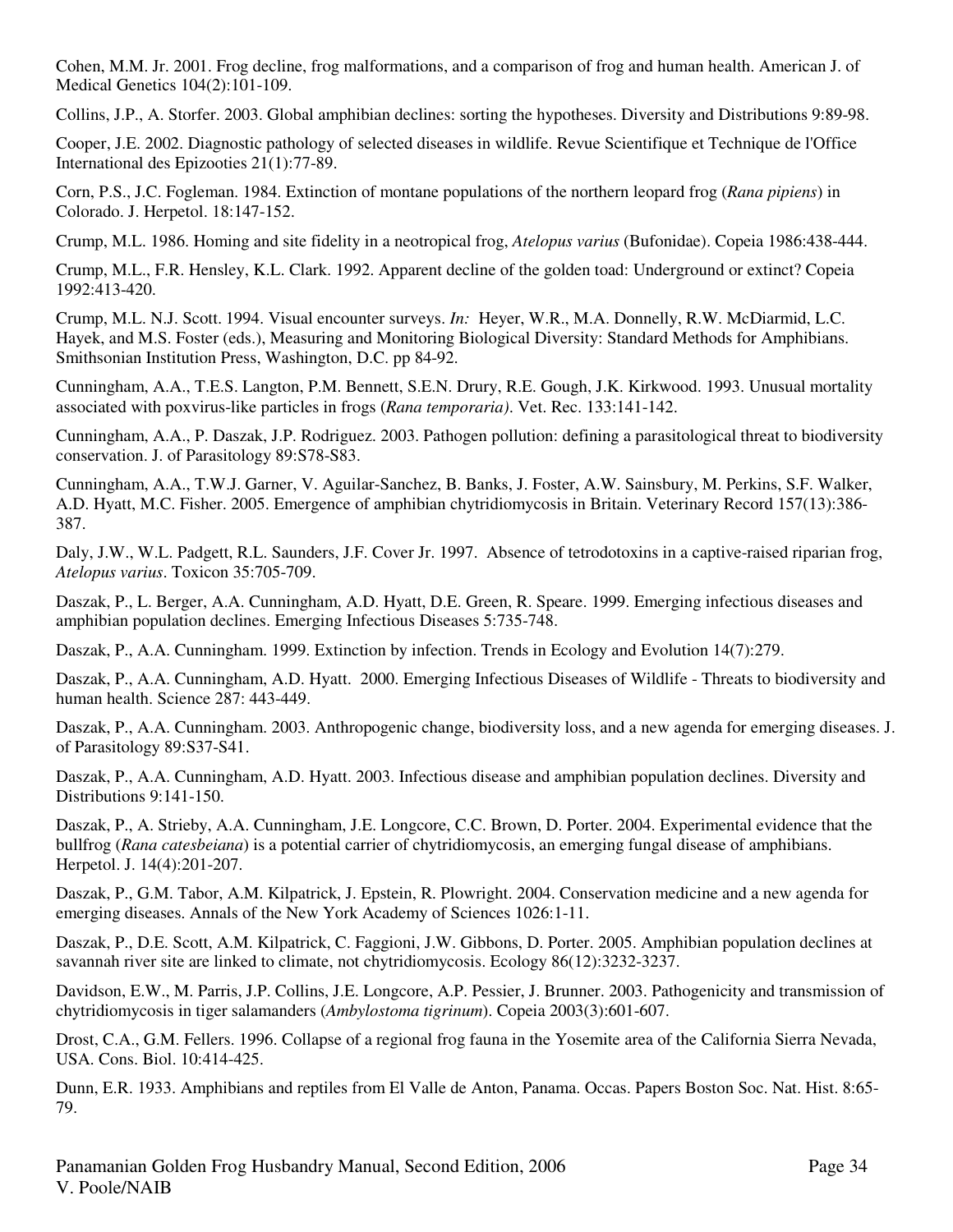Cohen, M.M. Jr. 2001. Frog decline, frog malformations, and a comparison of frog and human health. American J. of Medical Genetics 104(2):101-109.

Collins, J.P., A. Storfer. 2003. Global amphibian declines: sorting the hypotheses. Diversity and Distributions 9:89-98.

Cooper, J.E. 2002. Diagnostic pathology of selected diseases in wildlife. Revue Scientifique et Technique de l'Office International des Epizooties 21(1):77-89.

Corn, P.S., J.C. Fogleman. 1984. Extinction of montane populations of the northern leopard frog (*Rana pipiens*) in Colorado. J. Herpetol. 18:147-152.

Crump, M.L. 1986. Homing and site fidelity in a neotropical frog, *Atelopus varius* (Bufonidae). Copeia 1986:438-444.

Crump, M.L., F.R. Hensley, K.L. Clark. 1992. Apparent decline of the golden toad: Underground or extinct? Copeia 1992:413-420.

Crump, M.L. N.J. Scott. 1994. Visual encounter surveys. *In:* Heyer, W.R., M.A. Donnelly, R.W. McDiarmid, L.C. Hayek, and M.S. Foster (eds.), Measuring and Monitoring Biological Diversity: Standard Methods for Amphibians. Smithsonian Institution Press, Washington, D.C. pp 84-92.

Cunningham, A.A., T.E.S. Langton, P.M. Bennett, S.E.N. Drury, R.E. Gough, J.K. Kirkwood. 1993. Unusual mortality associated with poxvirus-like particles in frogs (*Rana temporaria)*. Vet. Rec. 133:141-142.

Cunningham, A.A., P. Daszak, J.P. Rodriguez. 2003. Pathogen pollution: defining a parasitological threat to biodiversity conservation. J. of Parasitology 89:S78-S83.

Cunningham, A.A., T.W.J. Garner, V. Aguilar-Sanchez, B. Banks, J. Foster, A.W. Sainsbury, M. Perkins, S.F. Walker, A.D. Hyatt, M.C. Fisher. 2005. Emergence of amphibian chytridiomycosis in Britain. Veterinary Record 157(13):386-387.

Daly, J.W., W.L. Padgett, R.L. Saunders, J.F. Cover Jr. 1997. Absence of tetrodotoxins in a captive-raised riparian frog, *Atelopus varius*. Toxicon 35:705-709.

Daszak, P., L. Berger, A.A. Cunningham, A.D. Hyatt, D.E. Green, R. Speare. 1999. Emerging infectious diseases and amphibian population declines. Emerging Infectious Diseases 5:735-748.

Daszak, P., A.A. Cunningham. 1999. Extinction by infection. Trends in Ecology and Evolution 14(7):279.

Daszak, P., A.A. Cunningham, A.D. Hyatt. 2000. Emerging Infectious Diseases of Wildlife - Threats to biodiversity and human health. Science 287: 443-449.

Daszak, P., A.A. Cunningham. 2003. Anthropogenic change, biodiversity loss, and a new agenda for emerging diseases. J. of Parasitology 89:S37-S41.

Daszak, P., A.A. Cunningham, A.D. Hyatt. 2003. Infectious disease and amphibian population declines. Diversity and Distributions 9:141-150.

Daszak, P., A. Strieby, A.A. Cunningham, J.E. Longcore, C.C. Brown, D. Porter. 2004. Experimental evidence that the bullfrog (*Rana catesbeiana*) is a potential carrier of chytridiomycosis, an emerging fungal disease of amphibians. Herpetol. J. 14(4):201-207.

Daszak, P., G.M. Tabor, A.M. Kilpatrick, J. Epstein, R. Plowright. 2004. Conservation medicine and a new agenda for emerging diseases. Annals of the New York Academy of Sciences 1026:1-11.

Daszak, P., D.E. Scott, A.M. Kilpatrick, C. Faggioni, J.W. Gibbons, D. Porter. 2005. Amphibian population declines at savannah river site are linked to climate, not chytridiomycosis. Ecology 86(12):3232-3237.

Davidson, E.W., M. Parris, J.P. Collins, J.E. Longcore, A.P. Pessier, J. Brunner. 2003. Pathogenicity and transmission of chytridiomycosis in tiger salamanders (*Ambylostoma tigrinum*). Copeia 2003(3):601-607.

Drost, C.A., G.M. Fellers. 1996. Collapse of a regional frog fauna in the Yosemite area of the California Sierra Nevada, USA. Cons. Biol. 10:414-425.

Dunn, E.R. 1933. Amphibians and reptiles from El Valle de Anton, Panama. Occas. Papers Boston Soc. Nat. Hist. 8:65-79.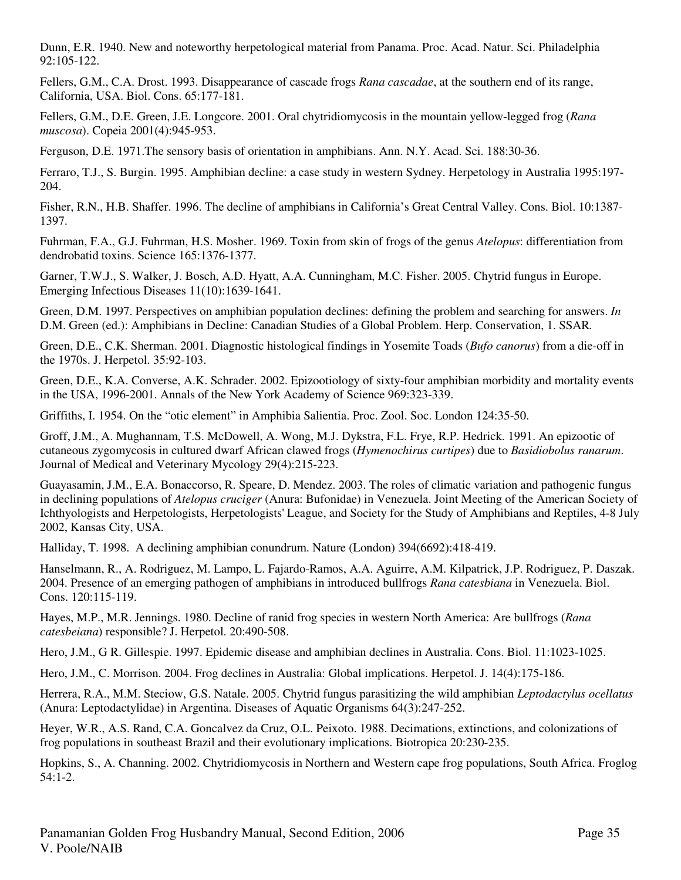Dunn, E.R. 1940. New and noteworthy herpetological material from Panama. Proc. Acad. Natur. Sci. Philadelphia 92:105-122.

Fellers, G.M., C.A. Drost. 1993. Disappearance of cascade frogs *Rana cascadae*, at the southern end of its range, California, USA. Biol. Cons. 65:177-181.

Fellers, G.M., D.E. Green, J.E. Longcore. 2001. Oral chytridiomycosis in the mountain yellow-legged frog (*Rana muscosa*). Copeia 2001(4):945-953.

Ferguson, D.E. 1971.The sensory basis of orientation in amphibians. Ann. N.Y. Acad. Sci. 188:30-36.

Ferraro, T.J., S. Burgin. 1995. Amphibian decline: a case study in western Sydney. Herpetology in Australia 1995:197-204.

Fisher, R.N., H.B. Shaffer. 1996. The decline of amphibians in California's Great Central Valley. Cons. Biol. 10:1387-1397.

Fuhrman, F.A., G.J. Fuhrman, H.S. Mosher. 1969. Toxin from skin of frogs of the genus *Atelopus*: differentiation from dendrobatid toxins. Science 165:1376-1377.

Garner, T.W.J., S. Walker, J. Bosch, A.D. Hyatt, A.A. Cunningham, M.C. Fisher. 2005. Chytrid fungus in Europe. Emerging Infectious Diseases 11(10):1639-1641.

Green, D.M. 1997. Perspectives on amphibian population declines: defining the problem and searching for answers. *In* D.M. Green (ed.): Amphibians in Decline: Canadian Studies of a Global Problem. Herp. Conservation, 1. SSAR.

Green, D.E., C.K. Sherman. 2001. Diagnostic histological findings in Yosemite Toads (*Bufo canorus*) from a die-off in the 1970s. J. Herpetol. 35:92-103.

Green, D.E., K.A. Converse, A.K. Schrader. 2002. Epizootiology of sixty-four amphibian morbidity and mortality events in the USA, 1996-2001. Annals of the New York Academy of Science 969:323-339.

Griffiths, I. 1954. On the "otic element" in Amphibia Salientia. Proc. Zool. Soc. London 124:35-50.

Groff, J.M., A. Mughannam, T.S. McDowell, A. Wong, M.J. Dykstra, F.L. Frye, R.P. Hedrick. 1991. An epizootic of cutaneous zygomycosis in cultured dwarf African clawed frogs (*Hymenochirus curtipes*) due to *Basidiobolus ranarum*. Journal of Medical and Veterinary Mycology 29(4):215-223.

Guayasamin, J.M., E.A. Bonaccorso, R. Speare, D. Mendez. 2003. The roles of climatic variation and pathogenic fungus in declining populations of *Atelopus cruciger* (Anura: Bufonidae) in Venezuela. Joint Meeting of the American Society of Ichthyologists and Herpetologists, Herpetologists' League, and Society for the Study of Amphibians and Reptiles, 4-8 July 2002, Kansas City, USA.

Halliday, T. 1998. A declining amphibian conundrum. Nature (London) 394(6692):418-419.

Hanselmann, R., A. Rodriguez, M. Lampo, L. Fajardo-Ramos, A.A. Aguirre, A.M. Kilpatrick, J.P. Rodriguez, P. Daszak. 2004. Presence of an emerging pathogen of amphibians in introduced bullfrogs *Rana catesbiana* in Venezuela. Biol. Cons. 120:115-119.

Hayes, M.P., M.R. Jennings. 1980. Decline of ranid frog species in western North America: Are bullfrogs (*Rana catesbeiana*) responsible? J. Herpetol. 20:490-508.

Hero, J.M., G R. Gillespie. 1997. Epidemic disease and amphibian declines in Australia. Cons. Biol. 11:1023-1025.

Hero, J.M., C. Morrison. 2004. Frog declines in Australia: Global implications. Herpetol. J. 14(4):175-186.

Herrera, R.A., M.M. Steciow, G.S. Natale. 2005. Chytrid fungus parasitizing the wild amphibian *Leptodactylus ocellatus* (Anura: Leptodactylidae) in Argentina. Diseases of Aquatic Organisms 64(3):247-252.

Heyer, W.R., A.S. Rand, C.A. Goncalvez da Cruz, O.L. Peixoto. 1988. Decimations, extinctions, and colonizations of frog populations in southeast Brazil and their evolutionary implications. Biotropica 20:230-235.

Hopkins, S., A. Channing. 2002. Chytridiomycosis in Northern and Western cape frog populations, South Africa. Froglog 54:1-2.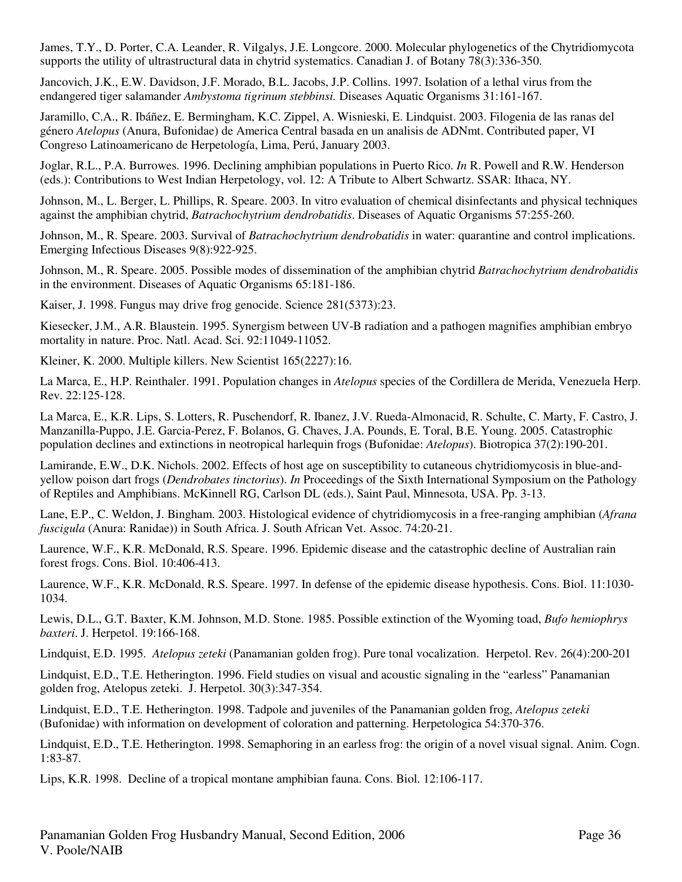James, T.Y., D. Porter, C.A. Leander, R. Vilgalys, J.E. Longcore. 2000. Molecular phylogenetics of the Chytridiomycota supports the utility of ultrastructural data in chytrid systematics. Canadian J. of Botany 78(3):336-350.

Jancovich, J.K., E.W. Davidson, J.F. Morado, B.L. Jacobs, J.P. Collins. 1997. Isolation of a lethal virus from the endangered tiger salamander *Ambystoma tigrinum stebbinsi.* Diseases Aquatic Organisms 31:161-167.

Jaramillo, C.A., R. Ibáñez, E. Bermingham, K.C. Zippel, A. Wisnieski, E. Lindquist. 2003. Filogenia de las ranas del género *Atelopus* (Anura, Bufonidae) de America Central basada en un analisis de ADNmt. Contributed paper, VI Congreso Latinoamericano de Herpetología, Lima, Perú, January 2003.

Joglar, R.L., P.A. Burrowes. 1996. Declining amphibian populations in Puerto Rico. *In* R. Powell and R.W. Henderson (eds.): Contributions to West Indian Herpetology, vol. 12: A Tribute to Albert Schwartz. SSAR: Ithaca, NY.

Johnson, M., L. Berger, L. Phillips, R. Speare. 2003. In vitro evaluation of chemical disinfectants and physical techniques against the amphibian chytrid, *Batrachochytrium dendrobatidis*. Diseases of Aquatic Organisms 57:255-260.

Johnson, M., R. Speare. 2003. Survival of *Batrachochytrium dendrobatidis* in water: quarantine and control implications. Emerging Infectious Diseases 9(8):922-925.

Johnson, M., R. Speare. 2005. Possible modes of dissemination of the amphibian chytrid *Batrachochytrium dendrobatidis* in the environment. Diseases of Aquatic Organisms 65:181-186.

Kaiser, J. 1998. Fungus may drive frog genocide. Science 281(5373):23.

Kiesecker, J.M., A.R. Blaustein. 1995. Synergism between UV-B radiation and a pathogen magnifies amphibian embryo mortality in nature. Proc. Natl. Acad. Sci. 92:11049-11052.

Kleiner, K. 2000. Multiple killers. New Scientist 165(2227):16.

La Marca, E., H.P. Reinthaler. 1991. Population changes in *Atelopus* species of the Cordillera de Merida, Venezuela Herp. Rev. 22:125-128.

La Marca, E., K.R. Lips, S. Lotters, R. Puschendorf, R. Ibanez, J.V. Rueda-Almonacid, R. Schulte, C. Marty, F. Castro, J. Manzanilla-Puppo, J.E. Garcia-Perez, F. Bolanos, G. Chaves, J.A. Pounds, E. Toral, B.E. Young. 2005. Catastrophic population declines and extinctions in neotropical harlequin frogs (Bufonidae: *Atelopus*). Biotropica 37(2):190-201.

Lamirande, E.W., D.K. Nichols. 2002. Effects of host age on susceptibility to cutaneous chytridiomycosis in blue-and-yellow poison dart frogs (*Dendrobates tinctorius*). *In* Proceedings of the Sixth International Symposium on the Pathology of Reptiles and Amphibians. McKinnell RG, Carlson DL (eds.), Saint Paul, Minnesota, USA. Pp. 3-13.

Lane, E.P., C. Weldon, J. Bingham. 2003. Histological evidence of chytridiomycosis in a free-ranging amphibian (*Afrana fuscigula* (Anura: Ranidae)) in South Africa. J. South African Vet. Assoc. 74:20-21.

Laurence, W.F., K.R. McDonald, R.S. Speare. 1996. Epidemic disease and the catastrophic decline of Australian rain forest frogs. Cons. Biol. 10:406-413.

Laurence, W.F., K.R. McDonald, R.S. Speare. 1997. In defense of the epidemic disease hypothesis. Cons. Biol. 11:1030-1034.

Lewis, D.L., G.T. Baxter, K.M. Johnson, M.D. Stone. 1985. Possible extinction of the Wyoming toad, *Bufo hemiophrys baxteri*. J. Herpetol. 19:166-168.

Lindquist, E.D. 1995. *Atelopus zeteki* (Panamanian golden frog). Pure tonal vocalization. Herpetol. Rev. 26(4):200-201

Lindquist, E.D., T.E. Hetherington. 1996. Field studies on visual and acoustic signaling in the "earless" Panamanian golden frog, Atelopus zeteki. J. Herpetol. 30(3):347-354.

Lindquist, E.D., T.E. Hetherington. 1998. Tadpole and juveniles of the Panamanian golden frog, *Atelopus zeteki* (Bufonidae) with information on development of coloration and patterning. Herpetologica 54:370-376.

Lindquist, E.D., T.E. Hetherington. 1998. Semaphoring in an earless frog: the origin of a novel visual signal. Anim. Cogn. 1:83-87.

Lips, K.R. 1998. Decline of a tropical montane amphibian fauna. Cons. Biol. 12:106-117.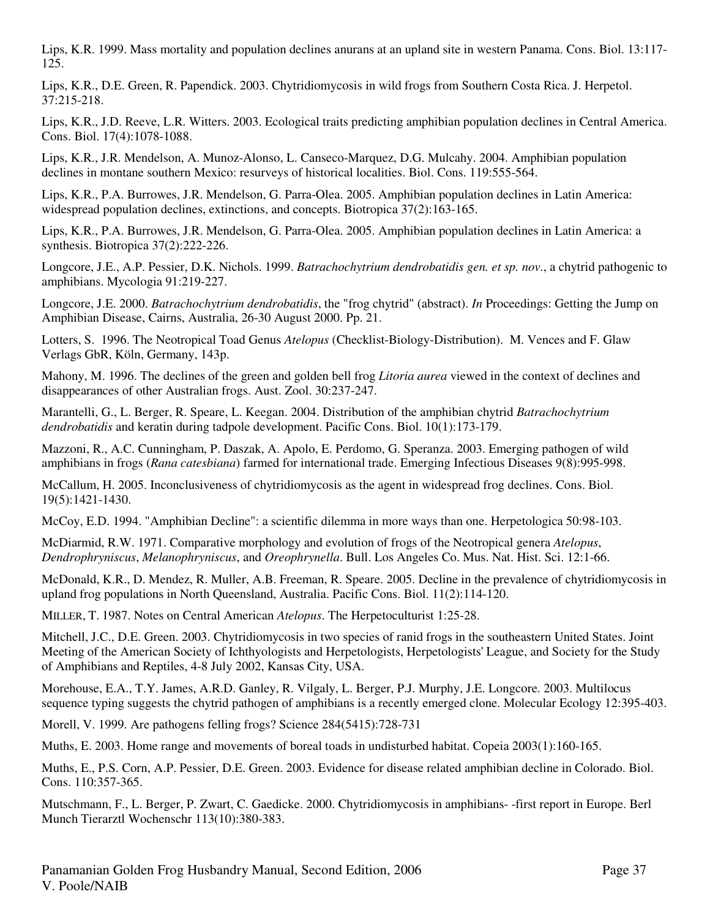Lips, K.R. 1999. Mass mortality and population declines anurans at an upland site in western Panama. Cons. Biol. 13:117-125.

Lips, K.R., D.E. Green, R. Papendick. 2003. Chytridiomycosis in wild frogs from Southern Costa Rica. J. Herpetol. 37:215-218.

Lips, K.R., J.D. Reeve, L.R. Witters. 2003. Ecological traits predicting amphibian population declines in Central America. Cons. Biol. 17(4):1078-1088.

Lips, K.R., J.R. Mendelson, A. Munoz-Alonso, L. Canseco-Marquez, D.G. Mulcahy. 2004. Amphibian population declines in montane southern Mexico: resurveys of historical localities. Biol. Cons. 119:555-564.

Lips, K.R., P.A. Burrowes, J.R. Mendelson, G. Parra-Olea. 2005. Amphibian population declines in Latin America: widespread population declines, extinctions, and concepts. Biotropica 37(2):163-165.

Lips, K.R., P.A. Burrowes, J.R. Mendelson, G. Parra-Olea. 2005. Amphibian population declines in Latin America: a synthesis. Biotropica 37(2):222-226.

Longcore, J.E., A.P. Pessier, D.K. Nichols. 1999. *Batrachochytrium dendrobatidis gen. et sp. nov.*, a chytrid pathogenic to amphibians. Mycologia 91:219-227.

Longcore, J.E. 2000. *Batrachochytrium dendrobatidis*, the "frog chytrid" (abstract). *In* Proceedings: Getting the Jump on Amphibian Disease, Cairns, Australia, 26-30 August 2000. Pp. 21.

Lotters, S. 1996. The Neotropical Toad Genus *Atelopus* (Checklist-Biology-Distribution). M. Vences and F. Glaw Verlags GbR, Köln, Germany, 143p.

Mahony, M. 1996. The declines of the green and golden bell frog *Litoria aurea* viewed in the context of declines and disappearances of other Australian frogs. Aust. Zool. 30:237-247.

Marantelli, G., L. Berger, R. Speare, L. Keegan. 2004. Distribution of the amphibian chytrid *Batrachochytrium dendrobatidis* and keratin during tadpole development. Pacific Cons. Biol. 10(1):173-179.

Mazzoni, R., A.C. Cunningham, P. Daszak, A. Apolo, E. Perdomo, G. Speranza. 2003. Emerging pathogen of wild amphibians in frogs (*Rana catesbiana*) farmed for international trade. Emerging Infectious Diseases 9(8):995-998.

McCallum, H. 2005. Inconclusiveness of chytridiomycosis as the agent in widespread frog declines. Cons. Biol. 19(5):1421-1430.

McCoy, E.D. 1994. "Amphibian Decline": a scientific dilemma in more ways than one. Herpetologica 50:98-103.

McDiarmid, R.W. 1971. Comparative morphology and evolution of frogs of the Neotropical genera *Atelopus*, *Dendrophryniscus*, *Melanophryniscus*, and *Oreophrynella*. Bull. Los Angeles Co. Mus. Nat. Hist. Sci. 12:1-66.

McDonald, K.R., D. Mendez, R. Muller, A.B. Freeman, R. Speare. 2005. Decline in the prevalence of chytridiomycosis in upland frog populations in North Queensland, Australia. Pacific Cons. Biol. 11(2):114-120.

MILLER, T. 1987. Notes on Central American *Atelopus*. The Herpetoculturist 1:25-28.

Mitchell, J.C., D.E. Green. 2003. Chytridiomycosis in two species of ranid frogs in the southeastern United States. Joint Meeting of the American Society of Ichthyologists and Herpetologists, Herpetologists' League, and Society for the Study of Amphibians and Reptiles, 4-8 July 2002, Kansas City, USA.

Morehouse, E.A., T.Y. James, A.R.D. Ganley, R. Vilgaly, L. Berger, P.J. Murphy, J.E. Longcore. 2003. Multilocus sequence typing suggests the chytrid pathogen of amphibians is a recently emerged clone. Molecular Ecology 12:395-403.

Morell, V. 1999. Are pathogens felling frogs? Science 284(5415):728-731

Muths, E. 2003. Home range and movements of boreal toads in undisturbed habitat. Copeia 2003(1):160-165.

Muths, E., P.S. Corn, A.P. Pessier, D.E. Green. 2003. Evidence for disease related amphibian decline in Colorado. Biol. Cons. 110:357-365.

Mutschmann, F., L. Berger, P. Zwart, C. Gaedicke. 2000. Chytridiomycosis in amphibians- -first report in Europe. Berl Munch Tierarztl Wochenschr 113(10):380-383.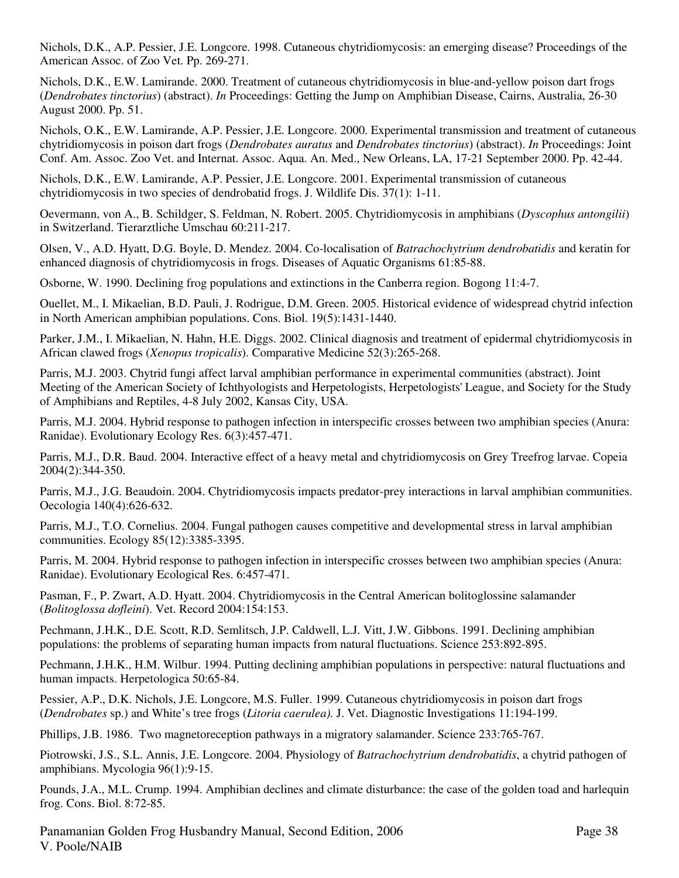Nichols, D.K., A.P. Pessier, J.E. Longcore. 1998. Cutaneous chytridiomycosis: an emerging disease? Proceedings of the American Assoc. of Zoo Vet. Pp. 269-271.

Nichols, D.K., E.W. Lamirande. 2000. Treatment of cutaneous chytridiomycosis in blue-and-yellow poison dart frogs (*Dendrobates tinctorius*) (abstract). *In* Proceedings: Getting the Jump on Amphibian Disease, Cairns, Australia, 26-30 August 2000. Pp. 51.

Nichols, O.K., E.W. Lamirande, A.P. Pessier, J.E. Longcore. 2000. Experimental transmission and treatment of cutaneous chytridiomycosis in poison dart frogs (*Dendrobates auratus* and *Dendrobates tinctorius*) (abstract). *In* Proceedings: Joint Conf. Am. Assoc. Zoo Vet. and Internat. Assoc. Aqua. An. Med., New Orleans, LA, 17-21 September 2000. Pp. 42-44.

Nichols, D.K., E.W. Lamirande, A.P. Pessier, J.E. Longcore. 2001. Experimental transmission of cutaneous chytridiomycosis in two species of dendrobatid frogs. J. Wildlife Dis. 37(1): 1-11.

Oevermann, von A., B. Schildger, S. Feldman, N. Robert. 2005. Chytridiomycosis in amphibians (*Dyscophus antongilii*) in Switzerland. Tierarztliche Umschau 60:211-217.

Olsen, V., A.D. Hyatt, D.G. Boyle, D. Mendez. 2004. Co-localisation of *Batrachochytrium dendrobatidis* and keratin for enhanced diagnosis of chytridiomycosis in frogs. Diseases of Aquatic Organisms 61:85-88.

Osborne, W. 1990. Declining frog populations and extinctions in the Canberra region. Bogong 11:4-7.

Ouellet, M., I. Mikaelian, B.D. Pauli, J. Rodrigue, D.M. Green. 2005. Historical evidence of widespread chytrid infection in North American amphibian populations. Cons. Biol. 19(5):1431-1440.

Parker, J.M., I. Mikaelian, N. Hahn, H.E. Diggs. 2002. Clinical diagnosis and treatment of epidermal chytridiomycosis in African clawed frogs (*Xenopus tropicalis*). Comparative Medicine 52(3):265-268.

Parris, M.J. 2003. Chytrid fungi affect larval amphibian performance in experimental communities (abstract). Joint Meeting of the American Society of Ichthyologists and Herpetologists, Herpetologists' League, and Society for the Study of Amphibians and Reptiles, 4-8 July 2002, Kansas City, USA.

Parris, M.J. 2004. Hybrid response to pathogen infection in interspecific crosses between two amphibian species (Anura: Ranidae). Evolutionary Ecology Res. 6(3):457-471.

Parris, M.J., D.R. Baud. 2004. Interactive effect of a heavy metal and chytridiomycosis on Grey Treefrog larvae. Copeia 2004(2):344-350.

Parris, M.J., J.G. Beaudoin. 2004. Chytridiomycosis impacts predator-prey interactions in larval amphibian communities. Oecologia 140(4):626-632.

Parris, M.J., T.O. Cornelius. 2004. Fungal pathogen causes competitive and developmental stress in larval amphibian communities. Ecology 85(12):3385-3395.

Parris, M. 2004. Hybrid response to pathogen infection in interspecific crosses between two amphibian species (Anura: Ranidae). Evolutionary Ecological Res. 6:457-471.

Pasman, F., P. Zwart, A.D. Hyatt. 2004. Chytridiomycosis in the Central American bolitoglossine salamander (*Bolitoglossa dofleini*). Vet. Record 2004:154:153.

Pechmann, J.H.K., D.E. Scott, R.D. Semlitsch, J.P. Caldwell, L.J. Vitt, J.W. Gibbons. 1991. Declining amphibian populations: the problems of separating human impacts from natural fluctuations. Science 253:892-895.

Pechmann, J.H.K., H.M. Wilbur. 1994. Putting declining amphibian populations in perspective: natural fluctuations and human impacts. Herpetologica 50:65-84.

Pessier, A.P., D.K. Nichols, J.E. Longcore, M.S. Fuller. 1999. Cutaneous chytridiomycosis in poison dart frogs (*Dendrobates* sp.) and White's tree frogs (*Litoria caerulea).* J. Vet. Diagnostic Investigations 11:194-199.

Phillips, J.B. 1986. Two magnetoreception pathways in a migratory salamander. Science 233:765-767.

Piotrowski, J.S., S.L. Annis, J.E. Longcore. 2004. Physiology of *Batrachochytrium dendrobatidis*, a chytrid pathogen of amphibians. Mycologia 96(1):9-15.

Pounds, J.A., M.L. Crump. 1994. Amphibian declines and climate disturbance: the case of the golden toad and harlequin frog. Cons. Biol. 8:72-85.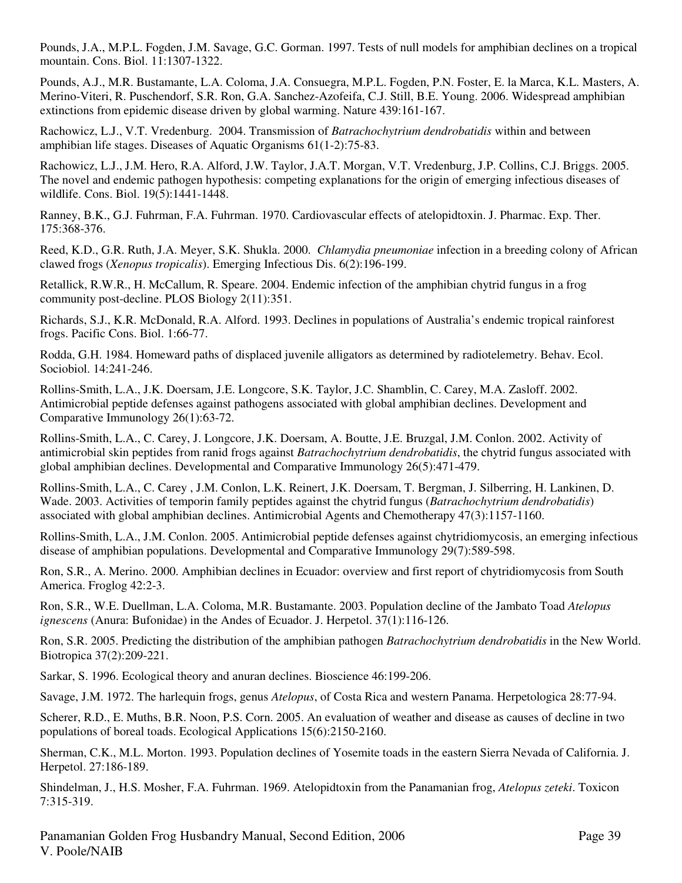Pounds, J.A., M.P.L. Fogden, J.M. Savage, G.C. Gorman. 1997. Tests of null models for amphibian declines on a tropical mountain. Cons. Biol. 11:1307-1322.

Pounds, A.J., M.R. Bustamante, L.A. Coloma, J.A. Consuegra, M.P.L. Fogden, P.N. Foster, E. la Marca, K.L. Masters, A. Merino-Viteri, R. Puschendorf, S.R. Ron, G.A. Sanchez-Azofeifa, C.J. Still, B.E. Young. 2006. Widespread amphibian extinctions from epidemic disease driven by global warming. Nature 439:161-167.

Rachowicz, L.J., V.T. Vredenburg. 2004. Transmission of *Batrachochytrium dendrobatidis* within and between amphibian life stages. Diseases of Aquatic Organisms 61(1-2):75-83.

Rachowicz, L.J., J.M. Hero, R.A. Alford, J.W. Taylor, J.A.T. Morgan, V.T. Vredenburg, J.P. Collins, C.J. Briggs. 2005. The novel and endemic pathogen hypothesis: competing explanations for the origin of emerging infectious diseases of wildlife. Cons. Biol. 19(5):1441-1448.

Ranney, B.K., G.J. Fuhrman, F.A. Fuhrman. 1970. Cardiovascular effects of atelopidtoxin. J. Pharmac. Exp. Ther. 175:368-376.

Reed, K.D., G.R. Ruth, J.A. Meyer, S.K. Shukla. 2000. *Chlamydia pneumoniae* infection in a breeding colony of African clawed frogs (*Xenopus tropicalis*). Emerging Infectious Dis. 6(2):196-199.

Retallick, R.W.R., H. McCallum, R. Speare. 2004. Endemic infection of the amphibian chytrid fungus in a frog community post-decline. PLOS Biology 2(11):351.

Richards, S.J., K.R. McDonald, R.A. Alford. 1993. Declines in populations of Australia's endemic tropical rainforest frogs. Pacific Cons. Biol. 1:66-77.

Rodda, G.H. 1984. Homeward paths of displaced juvenile alligators as determined by radiotelemetry. Behav. Ecol. Sociobiol. 14:241-246.

Rollins-Smith, L.A., J.K. Doersam, J.E. Longcore, S.K. Taylor, J.C. Shamblin, C. Carey, M.A. Zasloff. 2002. Antimicrobial peptide defenses against pathogens associated with global amphibian declines. Development and Comparative Immunology 26(1):63-72.

Rollins-Smith, L.A., C. Carey, J. Longcore, J.K. Doersam, A. Boutte, J.E. Bruzgal, J.M. Conlon. 2002. Activity of antimicrobial skin peptides from ranid frogs against *Batrachochytrium dendrobatidis*, the chytrid fungus associated with global amphibian declines. Developmental and Comparative Immunology 26(5):471-479.

Rollins-Smith, L.A., C. Carey , J.M. Conlon, L.K. Reinert, J.K. Doersam, T. Bergman, J. Silberring, H. Lankinen, D. Wade. 2003. Activities of temporin family peptides against the chytrid fungus (*Batrachochytrium dendrobatidis*) associated with global amphibian declines. Antimicrobial Agents and Chemotherapy 47(3):1157-1160.

Rollins-Smith, L.A., J.M. Conlon. 2005. Antimicrobial peptide defenses against chytridiomycosis, an emerging infectious disease of amphibian populations. Developmental and Comparative Immunology 29(7):589-598.

Ron, S.R., A. Merino. 2000. Amphibian declines in Ecuador: overview and first report of chytridiomycosis from South America. Froglog 42:2-3.

Ron, S.R., W.E. Duellman, L.A. Coloma, M.R. Bustamante. 2003. Population decline of the Jambato Toad *Atelopus ignescens* (Anura: Bufonidae) in the Andes of Ecuador. J. Herpetol. 37(1):116-126.

Ron, S.R. 2005. Predicting the distribution of the amphibian pathogen *Batrachochytrium dendrobatidis* in the New World. Biotropica 37(2):209-221.

Sarkar, S. 1996. Ecological theory and anuran declines. Bioscience 46:199-206.

Savage, J.M. 1972. The harlequin frogs, genus *Atelopus*, of Costa Rica and western Panama. Herpetologica 28:77-94.

Scherer, R.D., E. Muths, B.R. Noon, P.S. Corn. 2005. An evaluation of weather and disease as causes of decline in two populations of boreal toads. Ecological Applications 15(6):2150-2160.

Sherman, C.K., M.L. Morton. 1993. Population declines of Yosemite toads in the eastern Sierra Nevada of California. J. Herpetol. 27:186-189.

Shindelman, J., H.S. Mosher, F.A. Fuhrman. 1969. Atelopidtoxin from the Panamanian frog, *Atelopus zeteki*. Toxicon 7:315-319.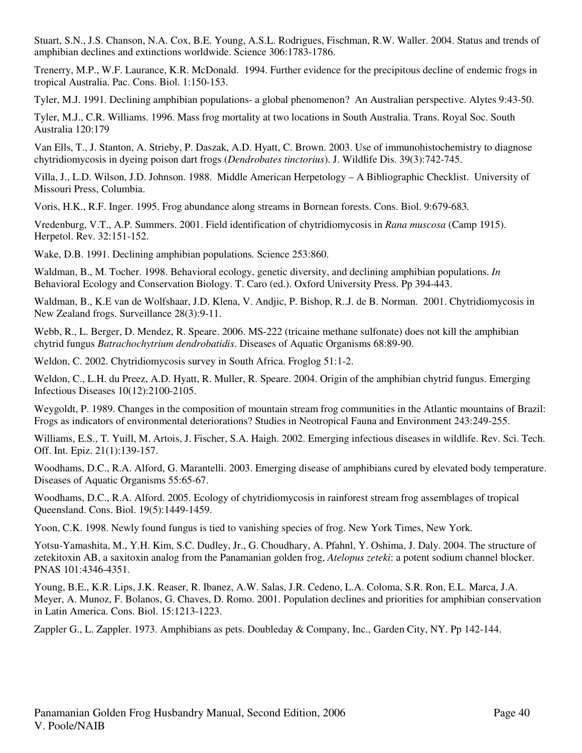Stuart, S.N., J.S. Chanson, N.A. Cox, B.E. Young, A.S.L. Rodrigues, Fischman, R.W. Waller. 2004. Status and trends of amphibian declines and extinctions worldwide. Science 306:1783-1786.

Trenerry, M.P., W.F. Laurance, K.R. McDonald. 1994. Further evidence for the precipitous decline of endemic frogs in tropical Australia. Pac. Cons. Biol. 1:150-153.

Tyler, M.J. 1991. Declining amphibian populations- a global phenomenon? An Australian perspective. Alytes 9:43-50.

Tyler, M.J., C.R. Williams. 1996. Mass frog mortality at two locations in South Australia. Trans. Royal Soc. South Australia 120:179

Van Ells, T., J. Stanton, A. Strieby, P. Daszak, A.D. Hyatt, C. Brown. 2003. Use of immunohistochemistry to diagnose chytridiomycosis in dyeing poison dart frogs (*Dendrobates tinctorius*). J. Wildlife Dis. 39(3):742-745.

Villa, J., L.D. Wilson, J.D. Johnson. 1988. Middle American Herpetology – A Bibliographic Checklist. University of Missouri Press, Columbia.

Voris, H.K., R.F. Inger. 1995. Frog abundance along streams in Bornean forests. Cons. Biol. 9:679-683.

Vredenburg, V.T., A.P. Summers. 2001. Field identification of chytridiomycosis in *Rana muscosa* (Camp 1915). Herpetol. Rev. 32:151-152.

Wake, D.B. 1991. Declining amphibian populations*.* Science 253:860.

Waldman, B., M. Tocher. 1998. Behavioral ecology, genetic diversity, and declining amphibian populations. *In* Behavioral Ecology and Conservation Biology. T. Caro (ed.). Oxford University Press. Pp 394-443.

Waldman, B., K.E van de Wolfshaar, J.D. Klena, V. Andjic, P. Bishop, R.J. de B. Norman. 2001. Chytridiomycosis in New Zealand frogs. Surveillance 28(3):9-11.

Webb, R., L. Berger, D. Mendez, R. Speare. 2006. MS-222 (tricaine methane sulfonate) does not kill the amphibian chytrid fungus *Batrachochytrium dendrobatidis*. Diseases of Aquatic Organisms 68:89-90.

Weldon, C. 2002. Chytridiomycosis survey in South Africa. Froglog 51:1-2.

Weldon, C., L.H. du Preez, A.D. Hyatt, R. Muller, R. Speare. 2004. Origin of the amphibian chytrid fungus. Emerging Infectious Diseases 10(12):2100-2105.

Weygoldt, P. 1989. Changes in the composition of mountain stream frog communities in the Atlantic mountains of Brazil: Frogs as indicators of environmental deteriorations? Studies in Neotropical Fauna and Environment 243:249-255.

Williams, E.S., T. Yuill, M. Artois, J. Fischer, S.A. Haigh. 2002. Emerging infectious diseases in wildlife. Rev. Sci. Tech. Off. Int. Epiz. 21(1):139-157.

Woodhams, D.C., R.A. Alford, G. Marantelli. 2003. Emerging disease of amphibians cured by elevated body temperature. Diseases of Aquatic Organisms 55:65-67.

Woodhams, D.C., R.A. Alford. 2005. Ecology of chytridiomycosis in rainforest stream frog assemblages of tropical Queensland. Cons. Biol. 19(5):1449-1459.

Yoon, C.K. 1998. Newly found fungus is tied to vanishing species of frog. New York Times, New York.

Yotsu-Yamashita, M., Y.H. Kim, S.C. Dudley, Jr., G. Choudhary, A. Pfahnl, Y. Oshima, J. Daly. 2004. The structure of zetekitoxin AB, a saxitoxin analog from the Panamanian golden frog, *Atelopus zeteki*: a potent sodium channel blocker. PNAS 101:4346-4351.

Young, B.E., K.R. Lips, J.K. Reaser, R. Ibanez, A.W. Salas, J.R. Cedeno, L.A. Coloma, S.R. Ron, E.L. Marca, J.A. Meyer, A. Munoz, F. Bolanos, G. Chaves, D. Romo. 2001. Population declines and priorities for amphibian conservation in Latin America. Cons. Biol. 15:1213-1223.

Zappler G., L. Zappler. 1973. Amphibians as pets. Doubleday & Company, Inc., Garden City, NY. Pp 142-144.